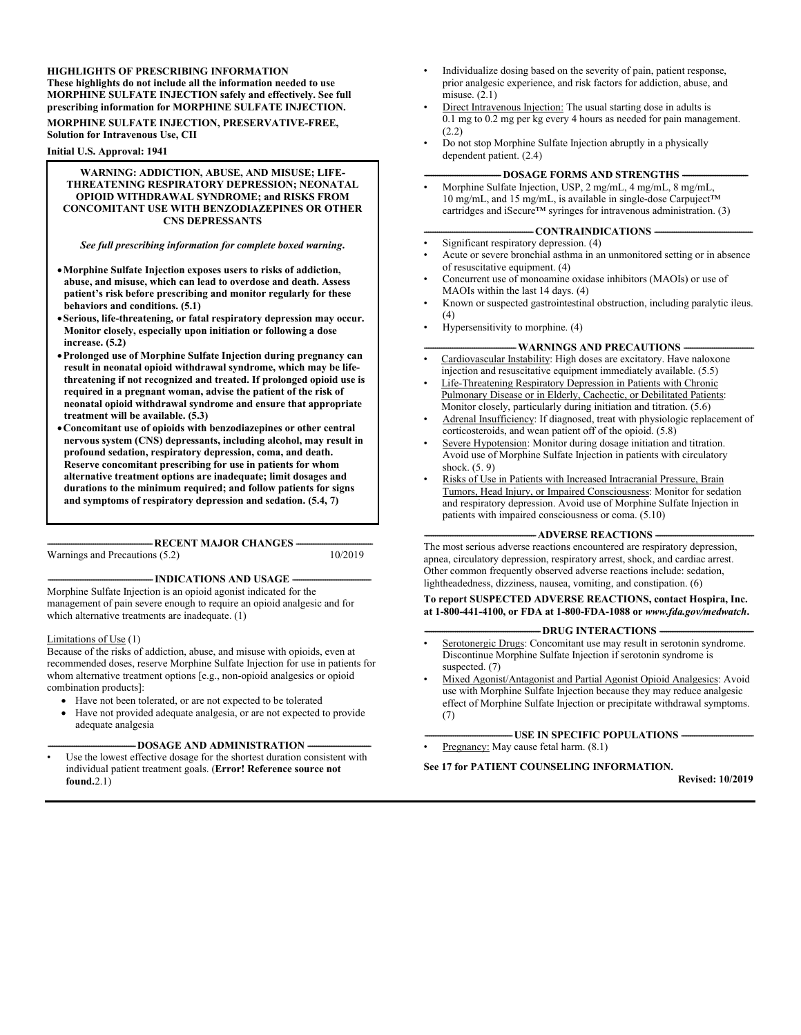**HIGHLIGHTS OF PRESCRIBING INFORMATION**
**These highlights do not include all the information needed to use MORPHINE SULFATE INJECTION safely and effectively. See full prescribing information for MORPHINE SULFATE INJECTION.**

**MORPHINE SULFATE INJECTION, PRESERVATIVE-FREE, Solution for Intravenous Use, CII**

**Initial U.S. Approval: 1941**

**WARNING: ADDICTION, ABUSE, AND MISUSE; LIFE-THREATENING RESPIRATORY DEPRESSION; NEONATAL OPIOID WITHDRAWAL SYNDROME; and RISKS FROM CONCOMITANT USE WITH BENZODIAZEPINES OR OTHER CNS DEPRESSANTS**

***See full prescribing information for complete boxed warning.***

- **Morphine Sulfate Injection exposes users to risks of addiction, abuse, and misuse, which can lead to overdose and death. Assess patient's risk before prescribing and monitor regularly for these behaviors and conditions. (5.1)**
- **Serious, life-threatening, or fatal respiratory depression may occur. Monitor closely, especially upon initiation or following a dose increase. (5.2)**
- **Prolonged use of Morphine Sulfate Injection during pregnancy can result in neonatal opioid withdrawal syndrome, which may be life-threatening if not recognized and treated. If prolonged opioid use is required in a pregnant woman, advise the patient of the risk of neonatal opioid withdrawal syndrome and ensure that appropriate treatment will be available. (5.3)**
- **Concomitant use of opioids with benzodiazepines or other central nervous system (CNS) depressants, including alcohol, may result in profound sedation, respiratory depression, coma, and death. Reserve concomitant prescribing for use in patients for whom alternative treatment options are inadequate; limit dosages and durations to the minimum required; and follow patients for signs and symptoms of respiratory depression and sedation. (5.4, 7)**

**RECENT MAJOR CHANGES**

Warnings and Precautions (5.2) 10/2019

**INDICATIONS AND USAGE**

Morphine Sulfate Injection is an opioid agonist indicated for the management of pain severe enough to require an opioid analgesic and for which alternative treatments are inadequate. (1)

Limitations of Use (1)
Because of the risks of addiction, abuse, and misuse with opioids, even at recommended doses, reserve Morphine Sulfate Injection for use in patients for whom alternative treatment options [e.g., non-opioid analgesics or opioid combination products]:

- Have not been tolerated, or are not expected to be tolerated
- Have not provided adequate analgesia, or are not expected to provide adequate analgesia

**DOSAGE AND ADMINISTRATION**

- Use the lowest effective dosage for the shortest duration consistent with individual patient treatment goals. (**Error! Reference source not found.**2.1)
- Individualize dosing based on the severity of pain, patient response, prior analgesic experience, and risk factors for addiction, abuse, and misuse. (2.1)
- Direct Intravenous Injection: The usual starting dose in adults is 0.1 mg to 0.2 mg per kg every 4 hours as needed for pain management. (2.2)
- Do not stop Morphine Sulfate Injection abruptly in a physically dependent patient. (2.4)

**DOSAGE FORMS AND STRENGTHS**

- Morphine Sulfate Injection, USP, 2 mg/mL, 4 mg/mL, 8 mg/mL, 10 mg/mL, and 15 mg/mL, is available in single-dose Carpuject™ cartridges and iSecure™ syringes for intravenous administration. (3)

**CONTRAINDICATIONS**

- Significant respiratory depression. (4)
- Acute or severe bronchial asthma in an unmonitored setting or in absence of resuscitative equipment. (4)
- Concurrent use of monoamine oxidase inhibitors (MAOIs) or use of MAOIs within the last 14 days. (4)
- Known or suspected gastrointestinal obstruction, including paralytic ileus. (4)
- Hypersensitivity to morphine. (4)

**WARNINGS AND PRECAUTIONS**

- Cardiovascular Instability: High doses are excitatory. Have naloxone injection and resuscitative equipment immediately available. (5.5)
- Life-Threatening Respiratory Depression in Patients with Chronic Pulmonary Disease or in Elderly, Cachectic, or Debilitated Patients: Monitor closely, particularly during initiation and titration. (5.6)
- Adrenal Insufficiency: If diagnosed, treat with physiologic replacement of corticosteroids, and wean patient off of the opioid. (5.8)
- Severe Hypotension: Monitor during dosage initiation and titration. Avoid use of Morphine Sulfate Injection in patients with circulatory shock. (5. 9)
- Risks of Use in Patients with Increased Intracranial Pressure, Brain Tumors, Head Injury, or Impaired Consciousness: Monitor for sedation and respiratory depression. Avoid use of Morphine Sulfate Injection in patients with impaired consciousness or coma. (5.10)

**ADVERSE REACTIONS**

The most serious adverse reactions encountered are respiratory depression, apnea, circulatory depression, respiratory arrest, shock, and cardiac arrest. Other common frequently observed adverse reactions include: sedation, lightheadedness, dizziness, nausea, vomiting, and constipation. (6)

**To report SUSPECTED ADVERSE REACTIONS, contact Hospira, Inc. at 1-800-441-4100, or FDA at 1-800-FDA-1088 or *www.fda.gov/medwatch*.**

**DRUG INTERACTIONS**

- Serotonergic Drugs: Concomitant use may result in serotonin syndrome. Discontinue Morphine Sulfate Injection if serotonin syndrome is suspected. (7)
- Mixed Agonist/Antagonist and Partial Agonist Opioid Analgesics: Avoid use with Morphine Sulfate Injection because they may reduce analgesic effect of Morphine Sulfate Injection or precipitate withdrawal symptoms. (7)

**USE IN SPECIFIC POPULATIONS**

- Pregnancy: May cause fetal harm. (8.1)

**See 17 for PATIENT COUNSELING INFORMATION.**

**Revised: 10/2019**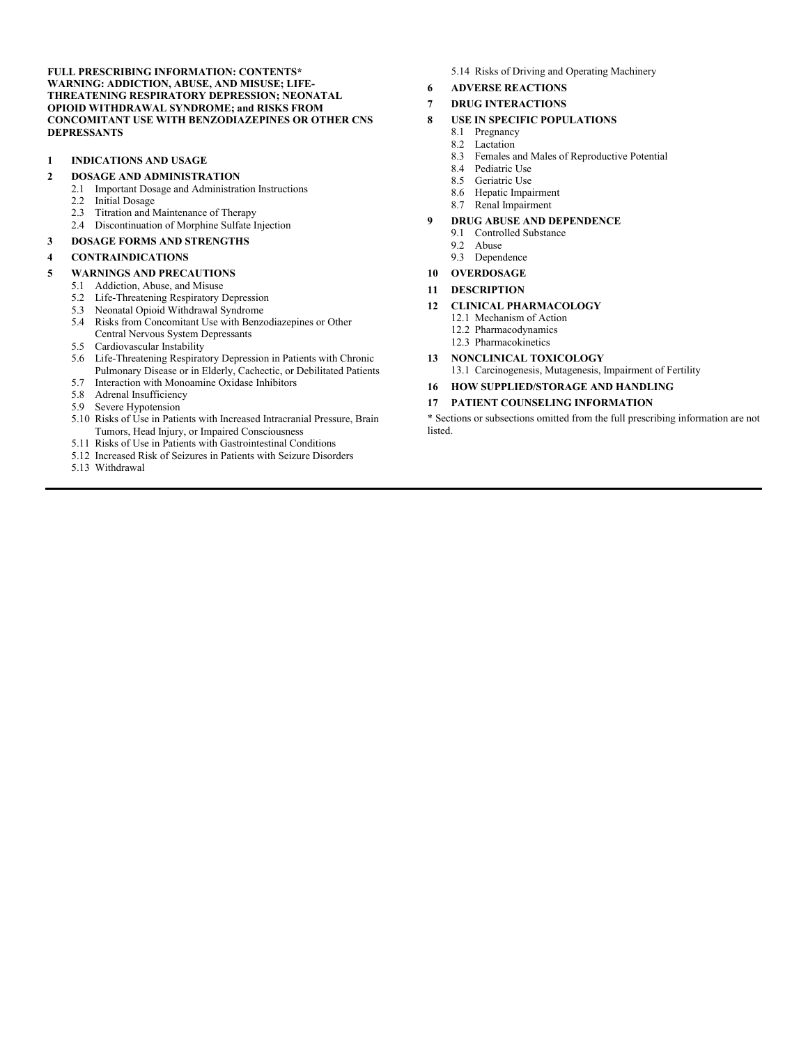**FULL PRESCRIBING INFORMATION: CONTENTS***

**WARNING: ADDICTION, ABUSE, AND MISUSE; LIFE-THREATENING RESPIRATORY DEPRESSION; NEONATAL OPIOID WITHDRAWAL SYNDROME; and RISKS FROM CONCOMITANT USE WITH BENZODIAZEPINES OR OTHER CNS DEPRESSANTS**

**1 INDICATIONS AND USAGE**

**2 DOSAGE AND ADMINISTRATION**

- 2.1 Important Dosage and Administration Instructions
- 2.2 Initial Dosage
- 2.3 Titration and Maintenance of Therapy
- 2.4 Discontinuation of Morphine Sulfate Injection

**3 DOSAGE FORMS AND STRENGTHS**

**4 CONTRAINDICATIONS**

**5 WARNINGS AND PRECAUTIONS**

- 5.1 Addiction, Abuse, and Misuse
- 5.2 Life-Threatening Respiratory Depression
- 5.3 Neonatal Opioid Withdrawal Syndrome
- 5.4 Risks from Concomitant Use with Benzodiazepines or Other Central Nervous System Depressants
- 5.5 Cardiovascular Instability
- 5.6 Life-Threatening Respiratory Depression in Patients with Chronic Pulmonary Disease or in Elderly, Cachectic, or Debilitated Patients
- 5.7 Interaction with Monoamine Oxidase Inhibitors
- 5.8 Adrenal Insufficiency
- 5.9 Severe Hypotension
- 5.10 Risks of Use in Patients with Increased Intracranial Pressure, Brain Tumors, Head Injury, or Impaired Consciousness
- 5.11 Risks of Use in Patients with Gastrointestinal Conditions
- 5.12 Increased Risk of Seizures in Patients with Seizure Disorders
- 5.13 Withdrawal
- 5.14 Risks of Driving and Operating Machinery

**6 ADVERSE REACTIONS**

**7 DRUG INTERACTIONS**

**8 USE IN SPECIFIC POPULATIONS**

- 8.1 Pregnancy
- 8.2 Lactation
- 8.3 Females and Males of Reproductive Potential
- 8.4 Pediatric Use
- 8.5 Geriatric Use
- 8.6 Hepatic Impairment
- 8.7 Renal Impairment

**9 DRUG ABUSE AND DEPENDENCE**

- 9.1 Controlled Substance
- 9.2 Abuse
- 9.3 Dependence

**10 OVERDOSAGE**

**11 DESCRIPTION**

**12 CLINICAL PHARMACOLOGY**

- 12.1 Mechanism of Action
- 12.2 Pharmacodynamics
- 12.3 Pharmacokinetics

**13 NONCLINICAL TOXICOLOGY**

- 13.1 Carcinogenesis, Mutagenesis, Impairment of Fertility

**16 HOW SUPPLIED/STORAGE AND HANDLING**

**17 PATIENT COUNSELING INFORMATION**

* Sections or subsections omitted from the full prescribing information are not listed.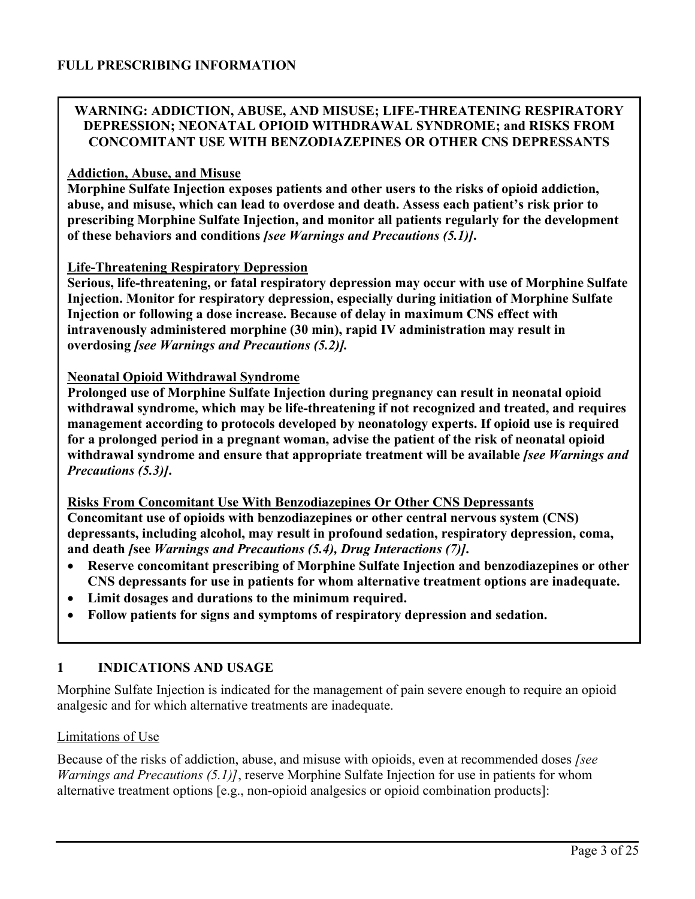## FULL PRESCRIBING INFORMATION

**WARNING: ADDICTION, ABUSE, AND MISUSE; LIFE-THREATENING RESPIRATORY DEPRESSION; NEONATAL OPIOID WITHDRAWAL SYNDROME; and RISKS FROM CONCOMITANT USE WITH BENZODIAZEPINES OR OTHER CNS DEPRESSANTS**

**Addiction, Abuse, and Misuse**

**Morphine Sulfate Injection exposes patients and other users to the risks of opioid addiction, abuse, and misuse, which can lead to overdose and death. Assess each patient's risk prior to prescribing Morphine Sulfate Injection, and monitor all patients regularly for the development of these behaviors and conditions *[see Warnings and Precautions (5.1)]*.**

**Life-Threatening Respiratory Depression**

**Serious, life-threatening, or fatal respiratory depression may occur with use of Morphine Sulfate Injection. Monitor for respiratory depression, especially during initiation of Morphine Sulfate Injection or following a dose increase. Because of delay in maximum CNS effect with intravenously administered morphine (30 min), rapid IV administration may result in overdosing *[see Warnings and Precautions (5.2)].***

**Neonatal Opioid Withdrawal Syndrome**

**Prolonged use of Morphine Sulfate Injection during pregnancy can result in neonatal opioid withdrawal syndrome, which may be life-threatening if not recognized and treated, and requires management according to protocols developed by neonatology experts. If opioid use is required for a prolonged period in a pregnant woman, advise the patient of the risk of neonatal opioid withdrawal syndrome and ensure that appropriate treatment will be available *[see Warnings and Precautions (5.3)]*.**

**Risks From Concomitant Use With Benzodiazepines Or Other CNS Depressants**

**Concomitant use of opioids with benzodiazepines or other central nervous system (CNS) depressants, including alcohol, may result in profound sedation, respiratory depression, coma, and death [see *Warnings and Precautions (5.4), Drug Interactions (7)]*.**

- **Reserve concomitant prescribing of Morphine Sulfate Injection and benzodiazepines or other CNS depressants for use in patients for whom alternative treatment options are inadequate.**
- **Limit dosages and durations to the minimum required.**
- **Follow patients for signs and symptoms of respiratory depression and sedation.**

## 1 INDICATIONS AND USAGE

Morphine Sulfate Injection is indicated for the management of pain severe enough to require an opioid analgesic and for which alternative treatments are inadequate.

Limitations of Use

Because of the risks of addiction, abuse, and misuse with opioids, even at recommended doses *[see Warnings and Precautions (5.1)]*, reserve Morphine Sulfate Injection for use in patients for whom alternative treatment options [e.g., non-opioid analgesics or opioid combination products]: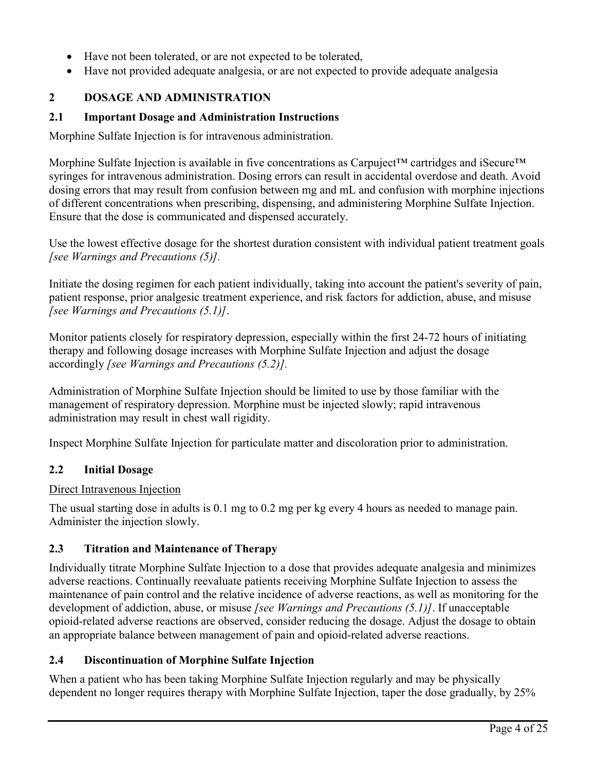- Have not been tolerated, or are not expected to be tolerated,
- Have not provided adequate analgesia, or are not expected to provide adequate analgesia

## 2 DOSAGE AND ADMINISTRATION

### 2.1 Important Dosage and Administration Instructions

Morphine Sulfate Injection is for intravenous administration.

Morphine Sulfate Injection is available in five concentrations as Carpuject™ cartridges and iSecure™ syringes for intravenous administration. Dosing errors can result in accidental overdose and death. Avoid dosing errors that may result from confusion between mg and mL and confusion with morphine injections of different concentrations when prescribing, dispensing, and administering Morphine Sulfate Injection. Ensure that the dose is communicated and dispensed accurately.

Use the lowest effective dosage for the shortest duration consistent with individual patient treatment goals *[see Warnings and Precautions (5)].*

Initiate the dosing regimen for each patient individually, taking into account the patient's severity of pain, patient response, prior analgesic treatment experience, and risk factors for addiction, abuse, and misuse *[see Warnings and Precautions (5.1)]*.

Monitor patients closely for respiratory depression, especially within the first 24-72 hours of initiating therapy and following dosage increases with Morphine Sulfate Injection and adjust the dosage accordingly *[see Warnings and Precautions (5.2)].*

Administration of Morphine Sulfate Injection should be limited to use by those familiar with the management of respiratory depression. Morphine must be injected slowly; rapid intravenous administration may result in chest wall rigidity.

Inspect Morphine Sulfate Injection for particulate matter and discoloration prior to administration.

### 2.2 Initial Dosage

Direct Intravenous Injection

The usual starting dose in adults is 0.1 mg to 0.2 mg per kg every 4 hours as needed to manage pain. Administer the injection slowly.

### 2.3 Titration and Maintenance of Therapy

Individually titrate Morphine Sulfate Injection to a dose that provides adequate analgesia and minimizes adverse reactions. Continually reevaluate patients receiving Morphine Sulfate Injection to assess the maintenance of pain control and the relative incidence of adverse reactions, as well as monitoring for the development of addiction, abuse, or misuse *[see Warnings and Precautions (5.1)]*. If unacceptable opioid-related adverse reactions are observed, consider reducing the dosage. Adjust the dosage to obtain an appropriate balance between management of pain and opioid-related adverse reactions.

### 2.4 Discontinuation of Morphine Sulfate Injection

When a patient who has been taking Morphine Sulfate Injection regularly and may be physically dependent no longer requires therapy with Morphine Sulfate Injection, taper the dose gradually, by 25%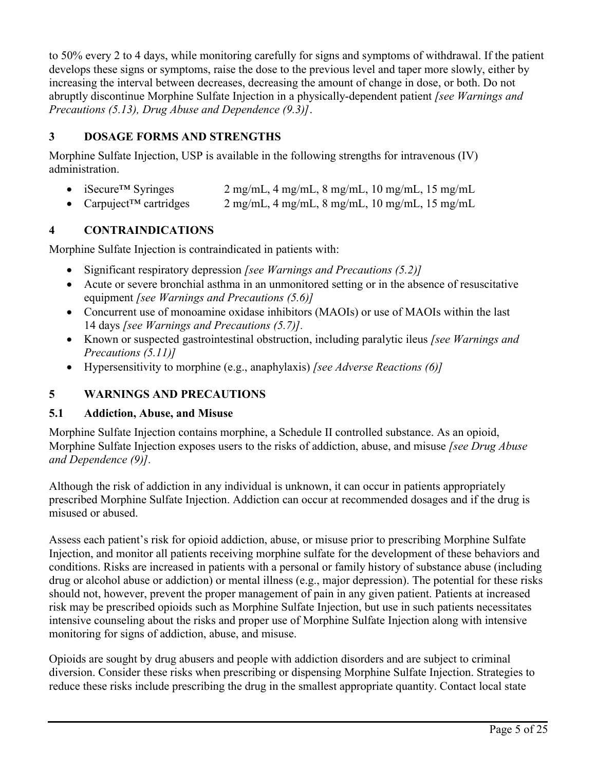to 50% every 2 to 4 days, while monitoring carefully for signs and symptoms of withdrawal. If the patient develops these signs or symptoms, raise the dose to the previous level and taper more slowly, either by increasing the interval between decreases, decreasing the amount of change in dose, or both. Do not abruptly discontinue Morphine Sulfate Injection in a physically-dependent patient *[see Warnings and Precautions (5.13), Drug Abuse and Dependence (9.3)]*.

## 3 DOSAGE FORMS AND STRENGTHS

Morphine Sulfate Injection, USP is available in the following strengths for intravenous (IV) administration.

- iSecure™ Syringes 2 mg/mL, 4 mg/mL, 8 mg/mL, 10 mg/mL, 15 mg/mL
- Carpuject™ cartridges 2 mg/mL, 4 mg/mL, 8 mg/mL, 10 mg/mL, 15 mg/mL

## 4 CONTRAINDICATIONS

Morphine Sulfate Injection is contraindicated in patients with:

- Significant respiratory depression *[see Warnings and Precautions (5.2)]*
- Acute or severe bronchial asthma in an unmonitored setting or in the absence of resuscitative equipment *[see Warnings and Precautions (5.6)]*
- Concurrent use of monoamine oxidase inhibitors (MAOIs) or use of MAOIs within the last 14 days *[see Warnings and Precautions (5.7)]*.
- Known or suspected gastrointestinal obstruction, including paralytic ileus *[see Warnings and Precautions (5.11)]*
- Hypersensitivity to morphine (e.g., anaphylaxis) *[see Adverse Reactions (6)]*

## 5 WARNINGS AND PRECAUTIONS

### 5.1 Addiction, Abuse, and Misuse

Morphine Sulfate Injection contains morphine, a Schedule II controlled substance. As an opioid, Morphine Sulfate Injection exposes users to the risks of addiction, abuse, and misuse *[see Drug Abuse and Dependence (9)]*.

Although the risk of addiction in any individual is unknown, it can occur in patients appropriately prescribed Morphine Sulfate Injection. Addiction can occur at recommended dosages and if the drug is misused or abused.

Assess each patient's risk for opioid addiction, abuse, or misuse prior to prescribing Morphine Sulfate Injection, and monitor all patients receiving morphine sulfate for the development of these behaviors and conditions. Risks are increased in patients with a personal or family history of substance abuse (including drug or alcohol abuse or addiction) or mental illness (e.g., major depression). The potential for these risks should not, however, prevent the proper management of pain in any given patient. Patients at increased risk may be prescribed opioids such as Morphine Sulfate Injection, but use in such patients necessitates intensive counseling about the risks and proper use of Morphine Sulfate Injection along with intensive monitoring for signs of addiction, abuse, and misuse.

Opioids are sought by drug abusers and people with addiction disorders and are subject to criminal diversion. Consider these risks when prescribing or dispensing Morphine Sulfate Injection. Strategies to reduce these risks include prescribing the drug in the smallest appropriate quantity. Contact local state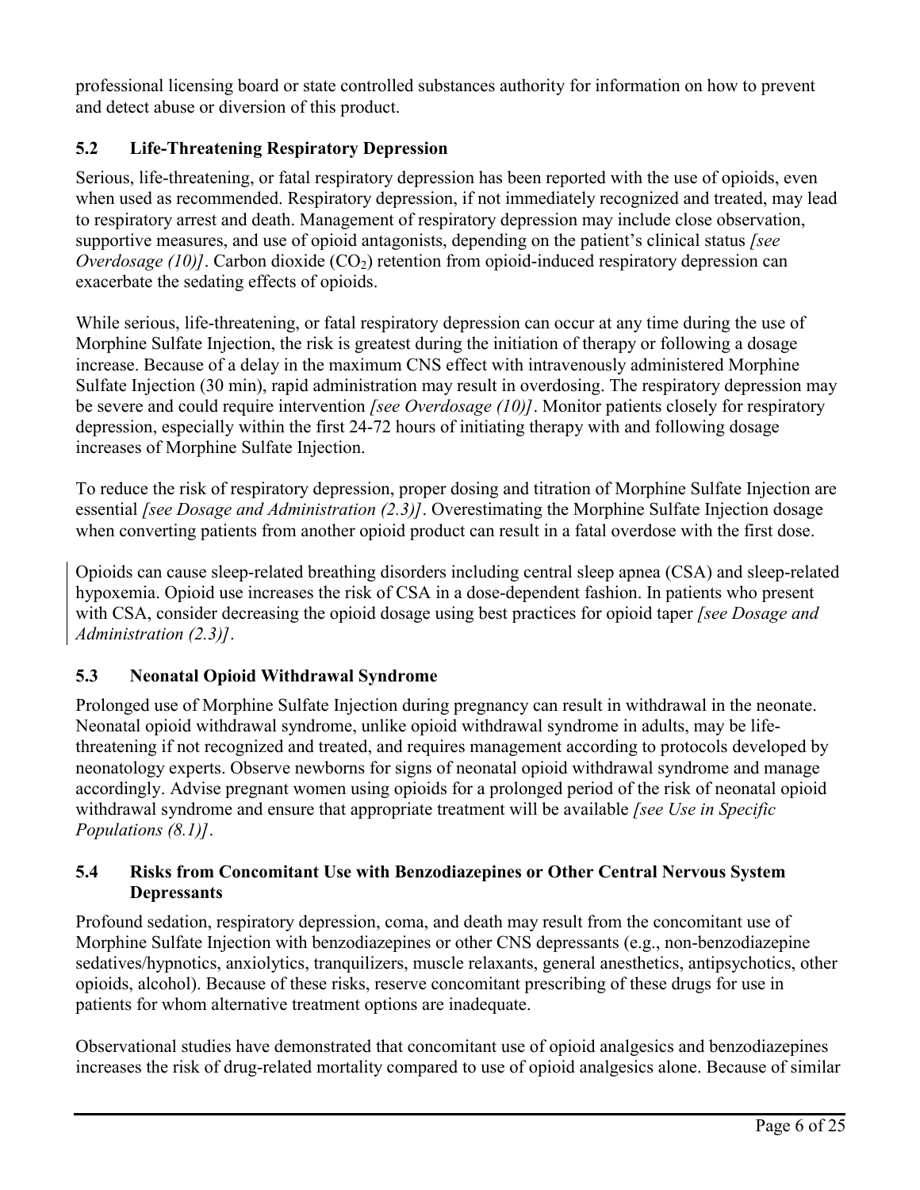professional licensing board or state controlled substances authority for information on how to prevent and detect abuse or diversion of this product.

### 5.2 Life-Threatening Respiratory Depression

Serious, life-threatening, or fatal respiratory depression has been reported with the use of opioids, even when used as recommended. Respiratory depression, if not immediately recognized and treated, may lead to respiratory arrest and death. Management of respiratory depression may include close observation, supportive measures, and use of opioid antagonists, depending on the patient's clinical status *[see Overdosage (10)]*. Carbon dioxide ($CO_2$) retention from opioid-induced respiratory depression can exacerbate the sedating effects of opioids.

While serious, life-threatening, or fatal respiratory depression can occur at any time during the use of Morphine Sulfate Injection, the risk is greatest during the initiation of therapy or following a dosage increase. Because of a delay in the maximum CNS effect with intravenously administered Morphine Sulfate Injection (30 min), rapid administration may result in overdosing. The respiratory depression may be severe and could require intervention *[see Overdosage (10)]*. Monitor patients closely for respiratory depression, especially within the first 24-72 hours of initiating therapy with and following dosage increases of Morphine Sulfate Injection.

To reduce the risk of respiratory depression, proper dosing and titration of Morphine Sulfate Injection are essential *[see Dosage and Administration (2.3)]*. Overestimating the Morphine Sulfate Injection dosage when converting patients from another opioid product can result in a fatal overdose with the first dose.

Opioids can cause sleep-related breathing disorders including central sleep apnea (CSA) and sleep-related hypoxemia. Opioid use increases the risk of CSA in a dose-dependent fashion. In patients who present with CSA, consider decreasing the opioid dosage using best practices for opioid taper *[see Dosage and Administration (2.3)]*.

### 5.3 Neonatal Opioid Withdrawal Syndrome

Prolonged use of Morphine Sulfate Injection during pregnancy can result in withdrawal in the neonate. Neonatal opioid withdrawal syndrome, unlike opioid withdrawal syndrome in adults, may be life-threatening if not recognized and treated, and requires management according to protocols developed by neonatology experts. Observe newborns for signs of neonatal opioid withdrawal syndrome and manage accordingly. Advise pregnant women using opioids for a prolonged period of the risk of neonatal opioid withdrawal syndrome and ensure that appropriate treatment will be available *[see Use in Specific Populations (8.1)]*.

### 5.4 Risks from Concomitant Use with Benzodiazepines or Other Central Nervous System Depressants

Profound sedation, respiratory depression, coma, and death may result from the concomitant use of Morphine Sulfate Injection with benzodiazepines or other CNS depressants (e.g., non-benzodiazepine sedatives/hypnotics, anxiolytics, tranquilizers, muscle relaxants, general anesthetics, antipsychotics, other opioids, alcohol). Because of these risks, reserve concomitant prescribing of these drugs for use in patients for whom alternative treatment options are inadequate.

Observational studies have demonstrated that concomitant use of opioid analgesics and benzodiazepines increases the risk of drug-related mortality compared to use of opioid analgesics alone. Because of similar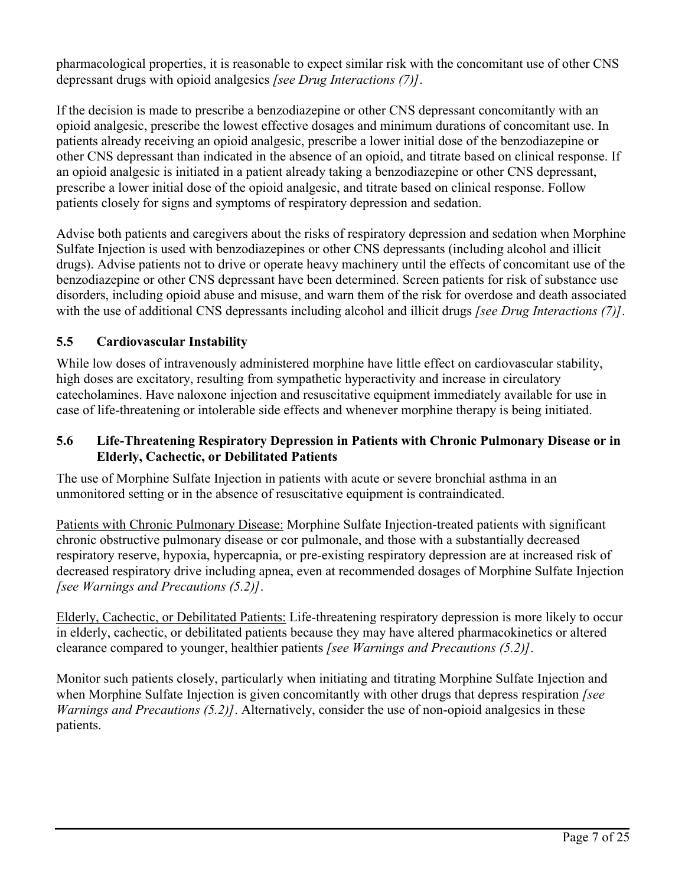pharmacological properties, it is reasonable to expect similar risk with the concomitant use of other CNS depressant drugs with opioid analgesics *[see Drug Interactions (7)]*.

If the decision is made to prescribe a benzodiazepine or other CNS depressant concomitantly with an opioid analgesic, prescribe the lowest effective dosages and minimum durations of concomitant use. In patients already receiving an opioid analgesic, prescribe a lower initial dose of the benzodiazepine or other CNS depressant than indicated in the absence of an opioid, and titrate based on clinical response. If an opioid analgesic is initiated in a patient already taking a benzodiazepine or other CNS depressant, prescribe a lower initial dose of the opioid analgesic, and titrate based on clinical response. Follow patients closely for signs and symptoms of respiratory depression and sedation.

Advise both patients and caregivers about the risks of respiratory depression and sedation when Morphine Sulfate Injection is used with benzodiazepines or other CNS depressants (including alcohol and illicit drugs). Advise patients not to drive or operate heavy machinery until the effects of concomitant use of the benzodiazepine or other CNS depressant have been determined. Screen patients for risk of substance use disorders, including opioid abuse and misuse, and warn them of the risk for overdose and death associated with the use of additional CNS depressants including alcohol and illicit drugs *[see Drug Interactions (7)]*.

### 5.5 Cardiovascular Instability

While low doses of intravenously administered morphine have little effect on cardiovascular stability, high doses are excitatory, resulting from sympathetic hyperactivity and increase in circulatory catecholamines. Have naloxone injection and resuscitative equipment immediately available for use in case of life-threatening or intolerable side effects and whenever morphine therapy is being initiated.

### 5.6 Life-Threatening Respiratory Depression in Patients with Chronic Pulmonary Disease or in Elderly, Cachectic, or Debilitated Patients

The use of Morphine Sulfate Injection in patients with acute or severe bronchial asthma in an unmonitored setting or in the absence of resuscitative equipment is contraindicated.

Patients with Chronic Pulmonary Disease: Morphine Sulfate Injection-treated patients with significant chronic obstructive pulmonary disease or cor pulmonale, and those with a substantially decreased respiratory reserve, hypoxia, hypercapnia, or pre-existing respiratory depression are at increased risk of decreased respiratory drive including apnea, even at recommended dosages of Morphine Sulfate Injection *[see Warnings and Precautions (5.2)]*.

Elderly, Cachectic, or Debilitated Patients: Life-threatening respiratory depression is more likely to occur in elderly, cachectic, or debilitated patients because they may have altered pharmacokinetics or altered clearance compared to younger, healthier patients *[see Warnings and Precautions (5.2)]*.

Monitor such patients closely, particularly when initiating and titrating Morphine Sulfate Injection and when Morphine Sulfate Injection is given concomitantly with other drugs that depress respiration *[see Warnings and Precautions (5.2)]*. Alternatively, consider the use of non-opioid analgesics in these patients.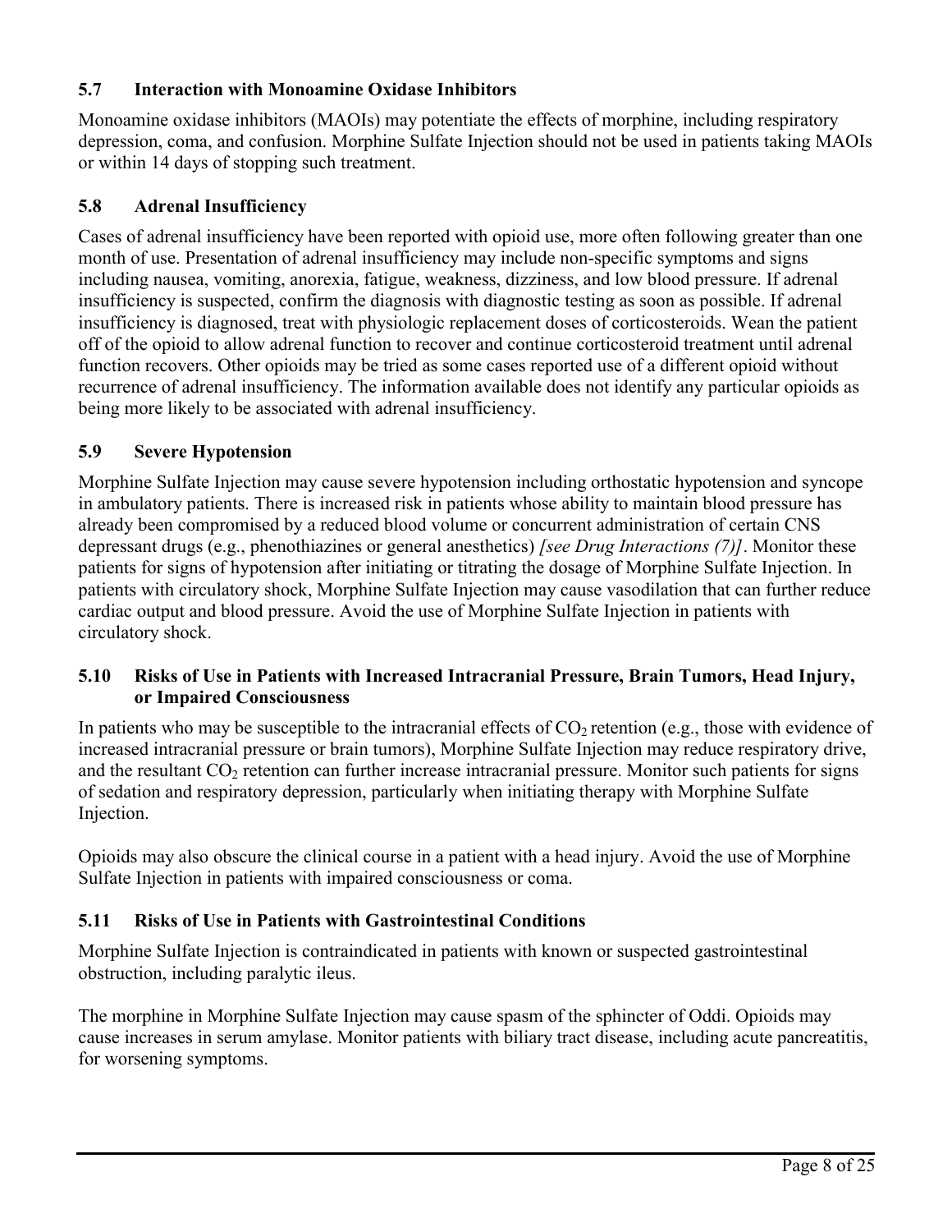### 5.7 Interaction with Monoamine Oxidase Inhibitors

Monoamine oxidase inhibitors (MAOIs) may potentiate the effects of morphine, including respiratory depression, coma, and confusion. Morphine Sulfate Injection should not be used in patients taking MAOIs or within 14 days of stopping such treatment.

### 5.8 Adrenal Insufficiency

Cases of adrenal insufficiency have been reported with opioid use, more often following greater than one month of use. Presentation of adrenal insufficiency may include non-specific symptoms and signs including nausea, vomiting, anorexia, fatigue, weakness, dizziness, and low blood pressure. If adrenal insufficiency is suspected, confirm the diagnosis with diagnostic testing as soon as possible. If adrenal insufficiency is diagnosed, treat with physiologic replacement doses of corticosteroids. Wean the patient off of the opioid to allow adrenal function to recover and continue corticosteroid treatment until adrenal function recovers. Other opioids may be tried as some cases reported use of a different opioid without recurrence of adrenal insufficiency. The information available does not identify any particular opioids as being more likely to be associated with adrenal insufficiency.

### 5.9 Severe Hypotension

Morphine Sulfate Injection may cause severe hypotension including orthostatic hypotension and syncope in ambulatory patients. There is increased risk in patients whose ability to maintain blood pressure has already been compromised by a reduced blood volume or concurrent administration of certain CNS depressant drugs (e.g., phenothiazines or general anesthetics) *[see Drug Interactions (7)]*. Monitor these patients for signs of hypotension after initiating or titrating the dosage of Morphine Sulfate Injection. In patients with circulatory shock, Morphine Sulfate Injection may cause vasodilation that can further reduce cardiac output and blood pressure. Avoid the use of Morphine Sulfate Injection in patients with circulatory shock.

### 5.10 Risks of Use in Patients with Increased Intracranial Pressure, Brain Tumors, Head Injury, or Impaired Consciousness

In patients who may be susceptible to the intracranial effects of $CO_2$ retention (e.g., those with evidence of increased intracranial pressure or brain tumors), Morphine Sulfate Injection may reduce respiratory drive, and the resultant $CO_2$ retention can further increase intracranial pressure. Monitor such patients for signs of sedation and respiratory depression, particularly when initiating therapy with Morphine Sulfate Injection.

Opioids may also obscure the clinical course in a patient with a head injury. Avoid the use of Morphine Sulfate Injection in patients with impaired consciousness or coma.

### 5.11 Risks of Use in Patients with Gastrointestinal Conditions

Morphine Sulfate Injection is contraindicated in patients with known or suspected gastrointestinal obstruction, including paralytic ileus.

The morphine in Morphine Sulfate Injection may cause spasm of the sphincter of Oddi. Opioids may cause increases in serum amylase. Monitor patients with biliary tract disease, including acute pancreatitis, for worsening symptoms.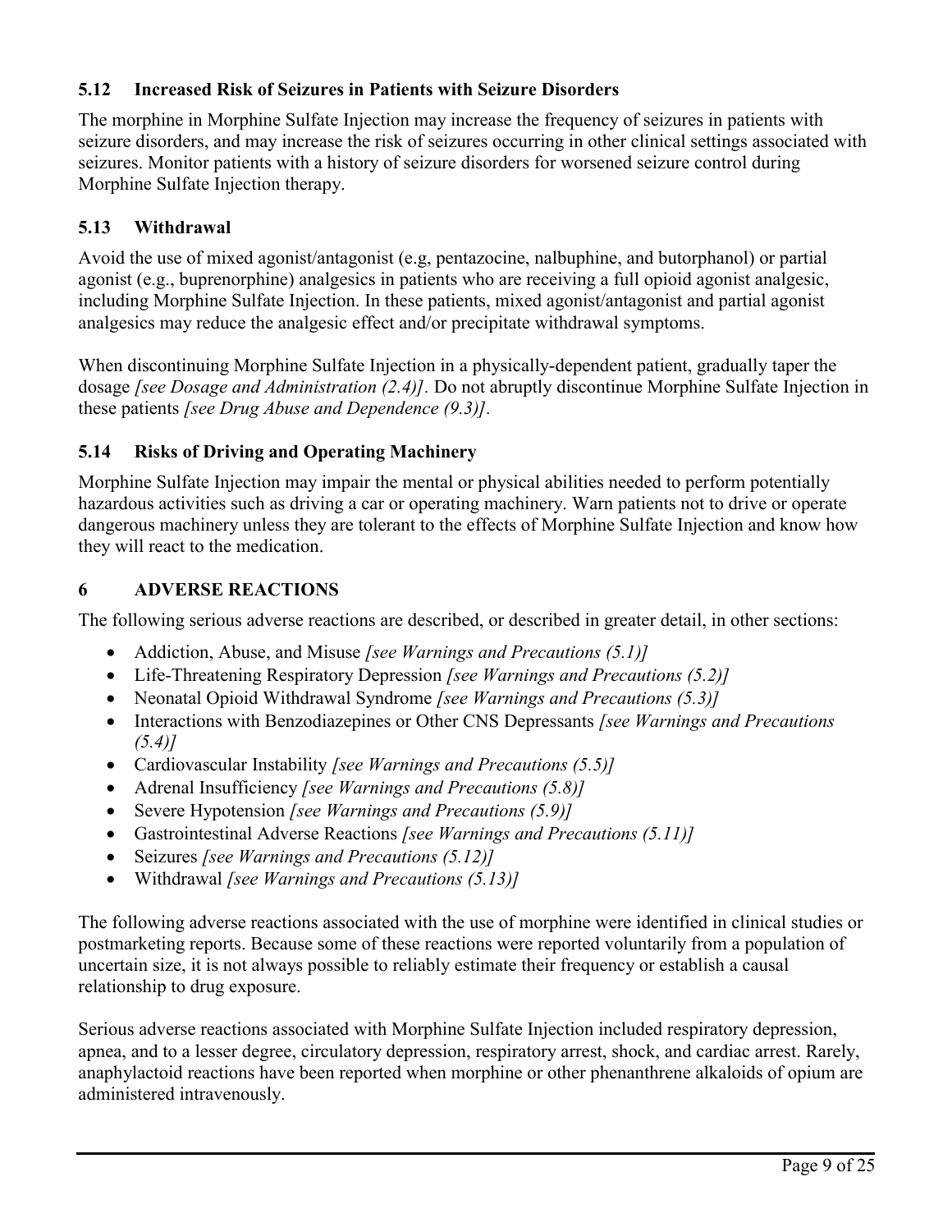### 5.12 Increased Risk of Seizures in Patients with Seizure Disorders

The morphine in Morphine Sulfate Injection may increase the frequency of seizures in patients with seizure disorders, and may increase the risk of seizures occurring in other clinical settings associated with seizures. Monitor patients with a history of seizure disorders for worsened seizure control during Morphine Sulfate Injection therapy.

### 5.13 Withdrawal

Avoid the use of mixed agonist/antagonist (e.g, pentazocine, nalbuphine, and butorphanol) or partial agonist (e.g., buprenorphine) analgesics in patients who are receiving a full opioid agonist analgesic, including Morphine Sulfate Injection. In these patients, mixed agonist/antagonist and partial agonist analgesics may reduce the analgesic effect and/or precipitate withdrawal symptoms.

When discontinuing Morphine Sulfate Injection in a physically-dependent patient, gradually taper the dosage *[see Dosage and Administration (2.4)]*. Do not abruptly discontinue Morphine Sulfate Injection in these patients *[see Drug Abuse and Dependence (9.3)]*.

### 5.14 Risks of Driving and Operating Machinery

Morphine Sulfate Injection may impair the mental or physical abilities needed to perform potentially hazardous activities such as driving a car or operating machinery. Warn patients not to drive or operate dangerous machinery unless they are tolerant to the effects of Morphine Sulfate Injection and know how they will react to the medication.

## 6 ADVERSE REACTIONS

The following serious adverse reactions are described, or described in greater detail, in other sections:

- Addiction, Abuse, and Misuse *[see Warnings and Precautions (5.1)]*
- Life-Threatening Respiratory Depression *[see Warnings and Precautions (5.2)]*
- Neonatal Opioid Withdrawal Syndrome *[see Warnings and Precautions (5.3)]*
- Interactions with Benzodiazepines or Other CNS Depressants *[see Warnings and Precautions (5.4)]*
- Cardiovascular Instability *[see Warnings and Precautions (5.5)]*
- Adrenal Insufficiency *[see Warnings and Precautions (5.8)]*
- Severe Hypotension *[see Warnings and Precautions (5.9)]*
- Gastrointestinal Adverse Reactions *[see Warnings and Precautions (5.11)]*
- Seizures *[see Warnings and Precautions (5.12)]*
- Withdrawal *[see Warnings and Precautions (5.13)]*

The following adverse reactions associated with the use of morphine were identified in clinical studies or postmarketing reports. Because some of these reactions were reported voluntarily from a population of uncertain size, it is not always possible to reliably estimate their frequency or establish a causal relationship to drug exposure.

Serious adverse reactions associated with Morphine Sulfate Injection included respiratory depression, apnea, and to a lesser degree, circulatory depression, respiratory arrest, shock, and cardiac arrest. Rarely, anaphylactoid reactions have been reported when morphine or other phenanthrene alkaloids of opium are administered intravenously.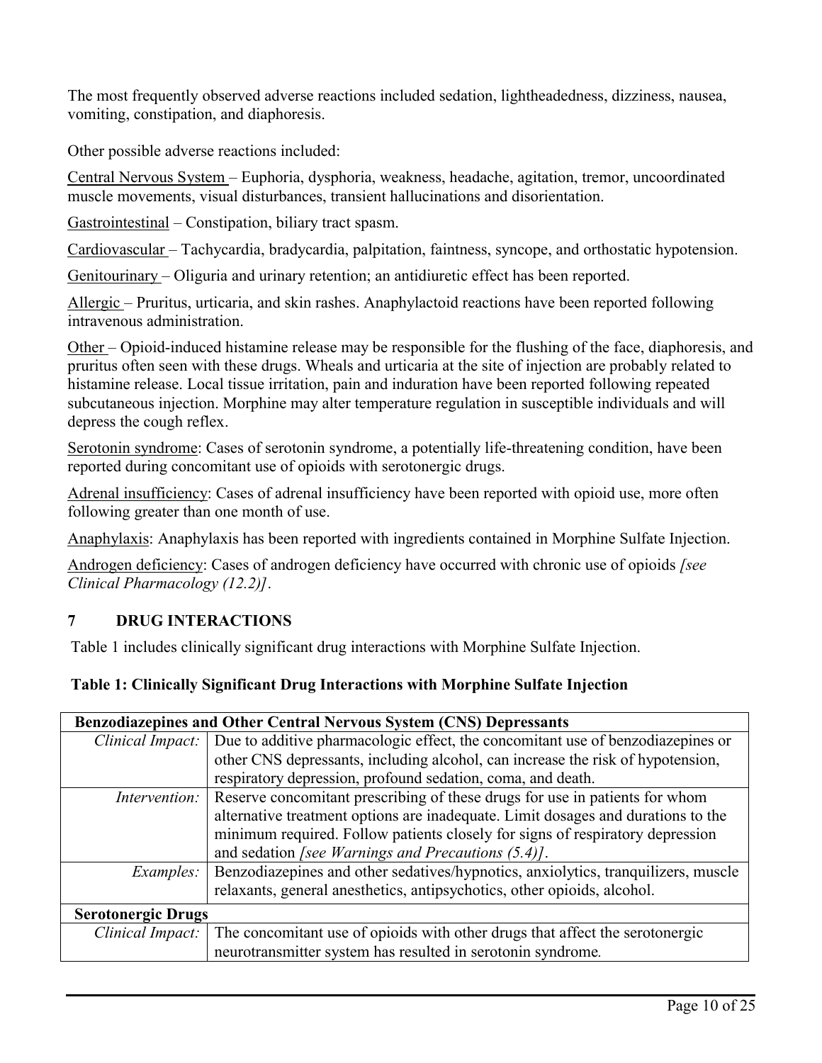The most frequently observed adverse reactions included sedation, lightheadedness, dizziness, nausea, vomiting, constipation, and diaphoresis.

Other possible adverse reactions included:

Central Nervous System – Euphoria, dysphoria, weakness, headache, agitation, tremor, uncoordinated muscle movements, visual disturbances, transient hallucinations and disorientation.

Gastrointestinal – Constipation, biliary tract spasm.

Cardiovascular – Tachycardia, bradycardia, palpitation, faintness, syncope, and orthostatic hypotension.

Genitourinary – Oliguria and urinary retention; an antidiuretic effect has been reported.

Allergic – Pruritus, urticaria, and skin rashes. Anaphylactoid reactions have been reported following intravenous administration.

Other – Opioid-induced histamine release may be responsible for the flushing of the face, diaphoresis, and pruritus often seen with these drugs. Wheals and urticaria at the site of injection are probably related to histamine release. Local tissue irritation, pain and induration have been reported following repeated subcutaneous injection. Morphine may alter temperature regulation in susceptible individuals and will depress the cough reflex.

Serotonin syndrome: Cases of serotonin syndrome, a potentially life-threatening condition, have been reported during concomitant use of opioids with serotonergic drugs.

Adrenal insufficiency: Cases of adrenal insufficiency have been reported with opioid use, more often following greater than one month of use.

Anaphylaxis: Anaphylaxis has been reported with ingredients contained in Morphine Sulfate Injection.

Androgen deficiency: Cases of androgen deficiency have occurred with chronic use of opioids *[see Clinical Pharmacology (12.2)]*.

## 7 DRUG INTERACTIONS

Table 1 includes clinically significant drug interactions with Morphine Sulfate Injection.

**Table 1: Clinically Significant Drug Interactions with Morphine Sulfate Injection**

| **Benzodiazepines and Other Central Nervous System (CNS) Depressants** | |
|---|---|
| *Clinical Impact:* | Due to additive pharmacologic effect, the concomitant use of benzodiazepines or other CNS depressants, including alcohol, can increase the risk of hypotension, respiratory depression, profound sedation, coma, and death. |
| *Intervention:* | Reserve concomitant prescribing of these drugs for use in patients for whom alternative treatment options are inadequate. Limit dosages and durations to the minimum required. Follow patients closely for signs of respiratory depression and sedation *[see Warnings and Precautions (5.4)]*. |
| *Examples:* | Benzodiazepines and other sedatives/hypnotics, anxiolytics, tranquilizers, muscle relaxants, general anesthetics, antipsychotics, other opioids, alcohol. |
| **Serotonergic Drugs** | |
| *Clinical Impact:* | The concomitant use of opioids with other drugs that affect the serotonergic neurotransmitter system has resulted in serotonin syndrome. |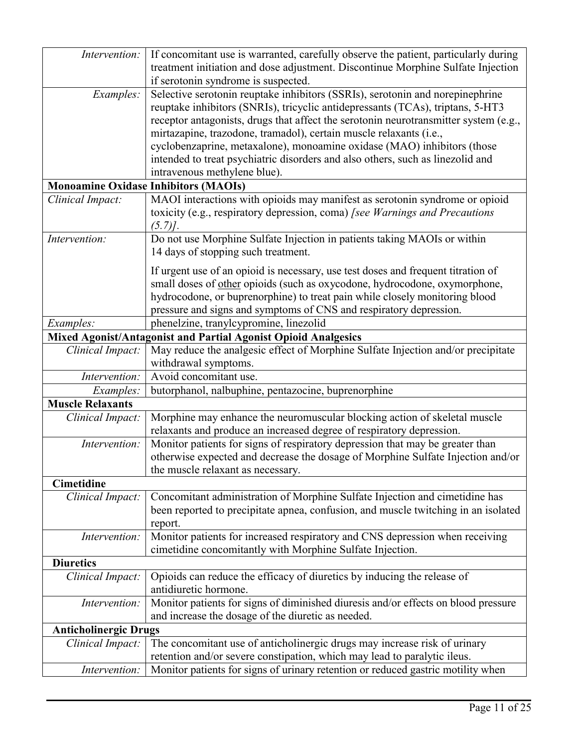| | |
|---|---|
| *Intervention:* | If concomitant use is warranted, carefully observe the patient, particularly during treatment initiation and dose adjustment. Discontinue Morphine Sulfate Injection if serotonin syndrome is suspected. |
| *Examples:* | Selective serotonin reuptake inhibitors (SSRIs), serotonin and norepinephrine reuptake inhibitors (SNRIs), tricyclic antidepressants (TCAs), triptans, 5-HT3 receptor antagonists, drugs that affect the serotonin neurotransmitter system (e.g., mirtazapine, trazodone, tramadol), certain muscle relaxants (i.e., cyclobenzaprine, metaxalone), monoamine oxidase (MAO) inhibitors (those intended to treat psychiatric disorders and also others, such as linezolid and intravenous methylene blue). |
| **Monoamine Oxidase Inhibitors (MAOIs)** | |
| *Clinical Impact:* | MAOI interactions with opioids may manifest as serotonin syndrome or opioid toxicity (e.g., respiratory depression, coma) *[see Warnings and Precautions (5.7)]*. |
| *Intervention:* | Do not use Morphine Sulfate Injection in patients taking MAOIs or within 14 days of stopping such treatment.<br><br>If urgent use of an opioid is necessary, use test doses and frequent titration of small doses of <u>other</u> opioids (such as oxycodone, hydrocodone, oxymorphone, hydrocodone, or buprenorphine) to treat pain while closely monitoring blood pressure and signs and symptoms of CNS and respiratory depression. |
| *Examples:* | phenelzine, tranylcypromine, linezolid |
| **Mixed Agonist/Antagonist and Partial Agonist Opioid Analgesics** | |
| *Clinical Impact:* | May reduce the analgesic effect of Morphine Sulfate Injection and/or precipitate withdrawal symptoms. |
| *Intervention:* | Avoid concomitant use. |
| *Examples:* | butorphanol, nalbuphine, pentazocine, buprenorphine |
| **Muscle Relaxants** | |
| *Clinical Impact:* | Morphine may enhance the neuromuscular blocking action of skeletal muscle relaxants and produce an increased degree of respiratory depression. |
| *Intervention:* | Monitor patients for signs of respiratory depression that may be greater than otherwise expected and decrease the dosage of Morphine Sulfate Injection and/or the muscle relaxant as necessary. |
| **Cimetidine** | |
| *Clinical Impact:* | Concomitant administration of Morphine Sulfate Injection and cimetidine has been reported to precipitate apnea, confusion, and muscle twitching in an isolated report. |
| *Intervention:* | Monitor patients for increased respiratory and CNS depression when receiving cimetidine concomitantly with Morphine Sulfate Injection. |
| **Diuretics** | |
| *Clinical Impact:* | Opioids can reduce the efficacy of diuretics by inducing the release of antidiuretic hormone. |
| *Intervention:* | Monitor patients for signs of diminished diuresis and/or effects on blood pressure and increase the dosage of the diuretic as needed. |
| **Anticholinergic Drugs** | |
| *Clinical Impact:* | The concomitant use of anticholinergic drugs may increase risk of urinary retention and/or severe constipation, which may lead to paralytic ileus. |
| *Intervention:* | Monitor patients for signs of urinary retention or reduced gastric motility when |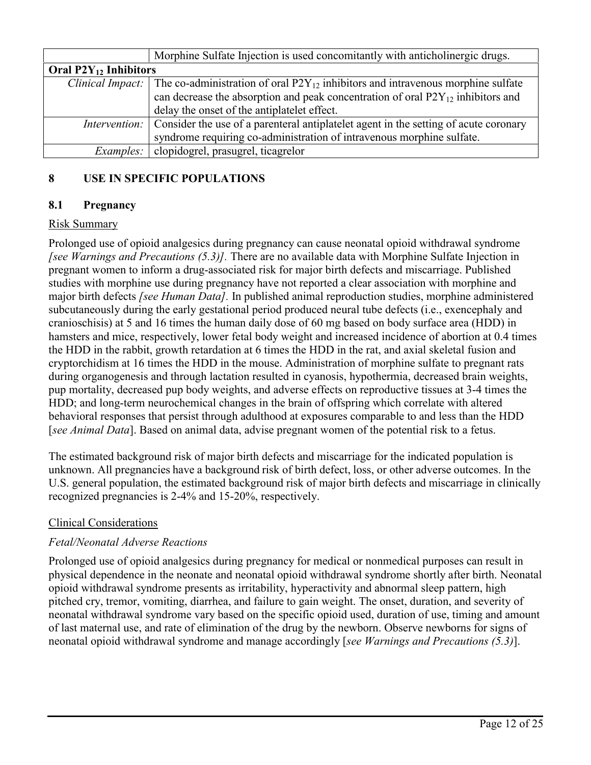| | |
|---|---|
| | Morphine Sulfate Injection is used concomitantly with anticholinergic drugs. |
| **Oral $P2Y_{12}$ Inhibitors** | |
| *Clinical Impact:* | The co-administration of oral $P2Y_{12}$ inhibitors and intravenous morphine sulfate can decrease the absorption and peak concentration of oral $P2Y_{12}$ inhibitors and delay the onset of the antiplatelet effect. |
| *Intervention:* | Consider the use of a parenteral antiplatelet agent in the setting of acute coronary syndrome requiring co-administration of intravenous morphine sulfate. |
| *Examples:* | clopidogrel, prasugrel, ticagrelor |

## 8 USE IN SPECIFIC POPULATIONS

### 8.1 Pregnancy

Risk Summary

Prolonged use of opioid analgesics during pregnancy can cause neonatal opioid withdrawal syndrome *[see Warnings and Precautions (5.3)].* There are no available data with Morphine Sulfate Injection in pregnant women to inform a drug-associated risk for major birth defects and miscarriage. Published studies with morphine use during pregnancy have not reported a clear association with morphine and major birth defects *[see Human Data]*. In published animal reproduction studies, morphine administered subcutaneously during the early gestational period produced neural tube defects (i.e., exencephaly and cranioschisis) at 5 and 16 times the human daily dose of 60 mg based on body surface area (HDD) in hamsters and mice, respectively, lower fetal body weight and increased incidence of abortion at 0.4 times the HDD in the rabbit, growth retardation at 6 times the HDD in the rat, and axial skeletal fusion and cryptorchidism at 16 times the HDD in the mouse. Administration of morphine sulfate to pregnant rats during organogenesis and through lactation resulted in cyanosis, hypothermia, decreased brain weights, pup mortality, decreased pup body weights, and adverse effects on reproductive tissues at 3-4 times the HDD; and long-term neurochemical changes in the brain of offspring which correlate with altered behavioral responses that persist through adulthood at exposures comparable to and less than the HDD [*see Animal Data*]. Based on animal data, advise pregnant women of the potential risk to a fetus.

The estimated background risk of major birth defects and miscarriage for the indicated population is unknown. All pregnancies have a background risk of birth defect, loss, or other adverse outcomes. In the U.S. general population, the estimated background risk of major birth defects and miscarriage in clinically recognized pregnancies is 2-4% and 15-20%, respectively.

Clinical Considerations

*Fetal/Neonatal Adverse Reactions*

Prolonged use of opioid analgesics during pregnancy for medical or nonmedical purposes can result in physical dependence in the neonate and neonatal opioid withdrawal syndrome shortly after birth. Neonatal opioid withdrawal syndrome presents as irritability, hyperactivity and abnormal sleep pattern, high pitched cry, tremor, vomiting, diarrhea, and failure to gain weight. The onset, duration, and severity of neonatal withdrawal syndrome vary based on the specific opioid used, duration of use, timing and amount of last maternal use, and rate of elimination of the drug by the newborn. Observe newborns for signs of neonatal opioid withdrawal syndrome and manage accordingly [*see Warnings and Precautions (5.3)*].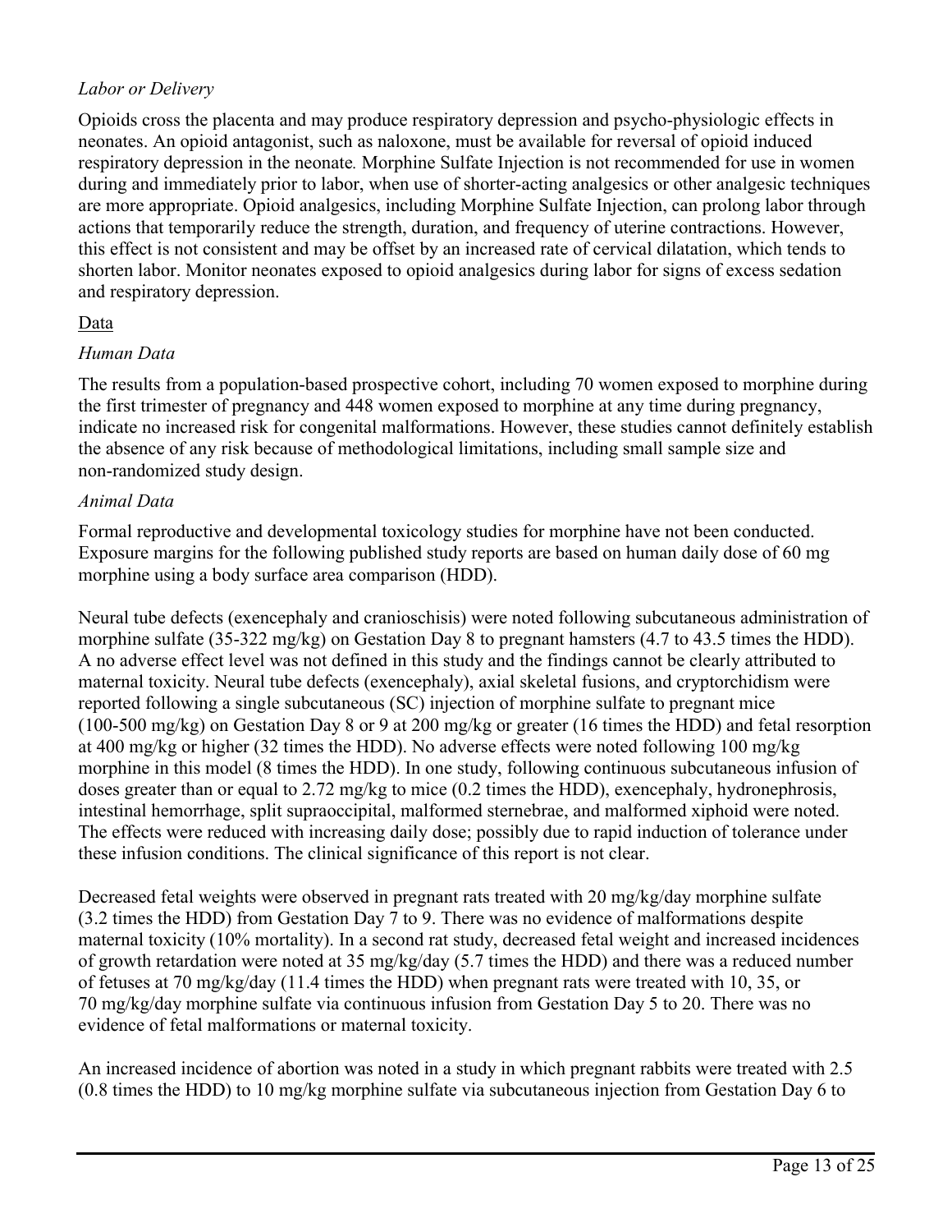*Labor or Delivery*

Opioids cross the placenta and may produce respiratory depression and psycho-physiologic effects in neonates. An opioid antagonist, such as naloxone, must be available for reversal of opioid induced respiratory depression in the neonate. Morphine Sulfate Injection is not recommended for use in women during and immediately prior to labor, when use of shorter-acting analgesics or other analgesic techniques are more appropriate. Opioid analgesics, including Morphine Sulfate Injection, can prolong labor through actions that temporarily reduce the strength, duration, and frequency of uterine contractions. However, this effect is not consistent and may be offset by an increased rate of cervical dilatation, which tends to shorten labor. Monitor neonates exposed to opioid analgesics during labor for signs of excess sedation and respiratory depression.

Data

*Human Data*

The results from a population-based prospective cohort, including 70 women exposed to morphine during the first trimester of pregnancy and 448 women exposed to morphine at any time during pregnancy, indicate no increased risk for congenital malformations. However, these studies cannot definitely establish the absence of any risk because of methodological limitations, including small sample size and non-randomized study design.

*Animal Data*

Formal reproductive and developmental toxicology studies for morphine have not been conducted. Exposure margins for the following published study reports are based on human daily dose of 60 mg morphine using a body surface area comparison (HDD).

Neural tube defects (exencephaly and cranioschisis) were noted following subcutaneous administration of morphine sulfate (35-322 mg/kg) on Gestation Day 8 to pregnant hamsters (4.7 to 43.5 times the HDD). A no adverse effect level was not defined in this study and the findings cannot be clearly attributed to maternal toxicity. Neural tube defects (exencephaly), axial skeletal fusions, and cryptorchidism were reported following a single subcutaneous (SC) injection of morphine sulfate to pregnant mice (100-500 mg/kg) on Gestation Day 8 or 9 at 200 mg/kg or greater (16 times the HDD) and fetal resorption at 400 mg/kg or higher (32 times the HDD). No adverse effects were noted following 100 mg/kg morphine in this model (8 times the HDD). In one study, following continuous subcutaneous infusion of doses greater than or equal to 2.72 mg/kg to mice (0.2 times the HDD), exencephaly, hydronephrosis, intestinal hemorrhage, split supraoccipital, malformed sternebrae, and malformed xiphoid were noted. The effects were reduced with increasing daily dose; possibly due to rapid induction of tolerance under these infusion conditions. The clinical significance of this report is not clear.

Decreased fetal weights were observed in pregnant rats treated with 20 mg/kg/day morphine sulfate (3.2 times the HDD) from Gestation Day 7 to 9. There was no evidence of malformations despite maternal toxicity (10% mortality). In a second rat study, decreased fetal weight and increased incidences of growth retardation were noted at 35 mg/kg/day (5.7 times the HDD) and there was a reduced number of fetuses at 70 mg/kg/day (11.4 times the HDD) when pregnant rats were treated with 10, 35, or 70 mg/kg/day morphine sulfate via continuous infusion from Gestation Day 5 to 20. There was no evidence of fetal malformations or maternal toxicity.

An increased incidence of abortion was noted in a study in which pregnant rabbits were treated with 2.5 (0.8 times the HDD) to 10 mg/kg morphine sulfate via subcutaneous injection from Gestation Day 6 to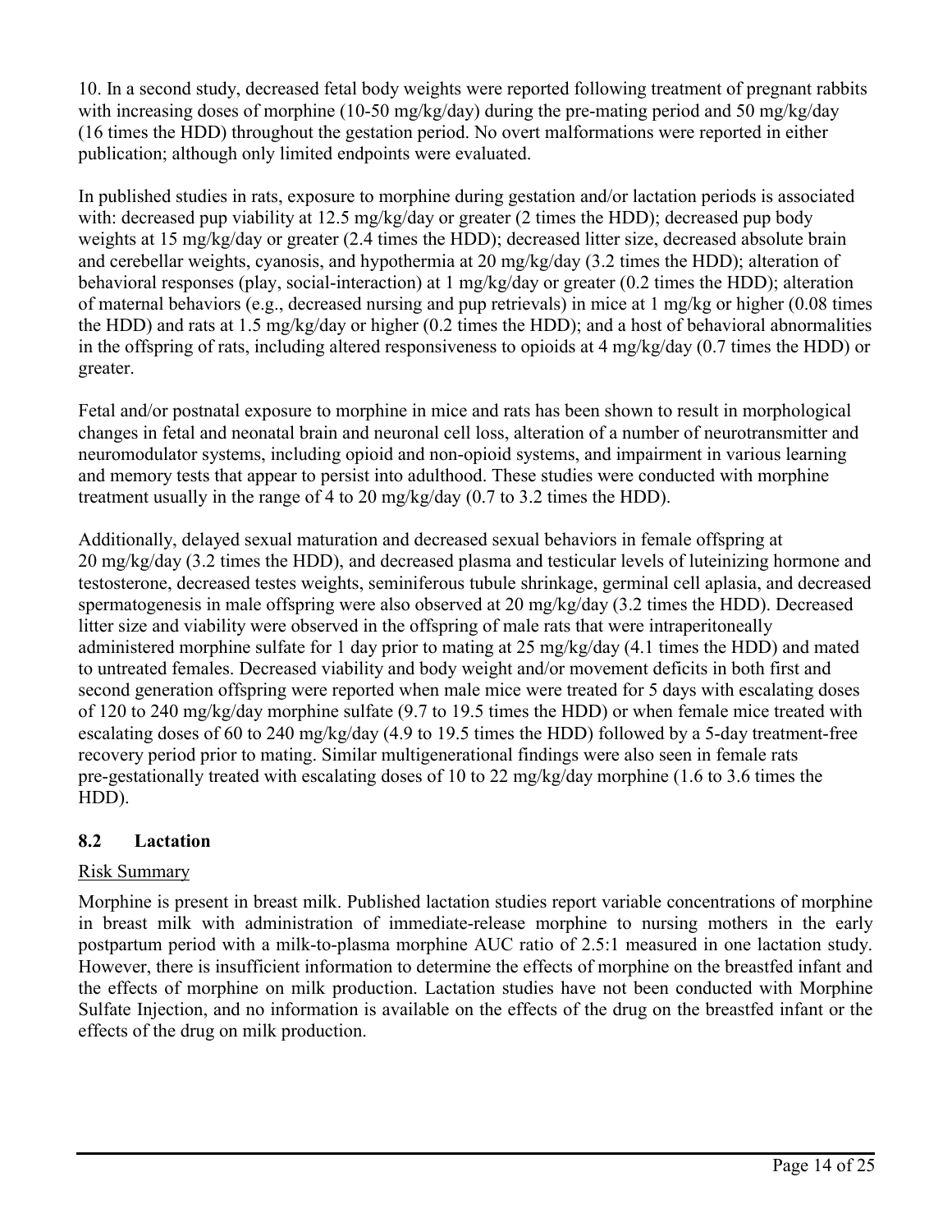10. In a second study, decreased fetal body weights were reported following treatment of pregnant rabbits with increasing doses of morphine (10-50 mg/kg/day) during the pre-mating period and 50 mg/kg/day (16 times the HDD) throughout the gestation period. No overt malformations were reported in either publication; although only limited endpoints were evaluated.

In published studies in rats, exposure to morphine during gestation and/or lactation periods is associated with: decreased pup viability at 12.5 mg/kg/day or greater (2 times the HDD); decreased pup body weights at 15 mg/kg/day or greater (2.4 times the HDD); decreased litter size, decreased absolute brain and cerebellar weights, cyanosis, and hypothermia at 20 mg/kg/day (3.2 times the HDD); alteration of behavioral responses (play, social-interaction) at 1 mg/kg/day or greater (0.2 times the HDD); alteration of maternal behaviors (e.g., decreased nursing and pup retrievals) in mice at 1 mg/kg or higher (0.08 times the HDD) and rats at 1.5 mg/kg/day or higher (0.2 times the HDD); and a host of behavioral abnormalities in the offspring of rats, including altered responsiveness to opioids at 4 mg/kg/day (0.7 times the HDD) or greater.

Fetal and/or postnatal exposure to morphine in mice and rats has been shown to result in morphological changes in fetal and neonatal brain and neuronal cell loss, alteration of a number of neurotransmitter and neuromodulator systems, including opioid and non-opioid systems, and impairment in various learning and memory tests that appear to persist into adulthood. These studies were conducted with morphine treatment usually in the range of 4 to 20 mg/kg/day (0.7 to 3.2 times the HDD).

Additionally, delayed sexual maturation and decreased sexual behaviors in female offspring at 20 mg/kg/day (3.2 times the HDD), and decreased plasma and testicular levels of luteinizing hormone and testosterone, decreased testes weights, seminiferous tubule shrinkage, germinal cell aplasia, and decreased spermatogenesis in male offspring were also observed at 20 mg/kg/day (3.2 times the HDD). Decreased litter size and viability were observed in the offspring of male rats that were intraperitoneally administered morphine sulfate for 1 day prior to mating at 25 mg/kg/day (4.1 times the HDD) and mated to untreated females. Decreased viability and body weight and/or movement deficits in both first and second generation offspring were reported when male mice were treated for 5 days with escalating doses of 120 to 240 mg/kg/day morphine sulfate (9.7 to 19.5 times the HDD) or when female mice treated with escalating doses of 60 to 240 mg/kg/day (4.9 to 19.5 times the HDD) followed by a 5-day treatment-free recovery period prior to mating. Similar multigenerational findings were also seen in female rats pre-gestationally treated with escalating doses of 10 to 22 mg/kg/day morphine (1.6 to 3.6 times the HDD).

## 8.2 Lactation

Risk Summary

Morphine is present in breast milk. Published lactation studies report variable concentrations of morphine in breast milk with administration of immediate-release morphine to nursing mothers in the early postpartum period with a milk-to-plasma morphine AUC ratio of 2.5:1 measured in one lactation study. However, there is insufficient information to determine the effects of morphine on the breastfed infant and the effects of morphine on milk production. Lactation studies have not been conducted with Morphine Sulfate Injection, and no information is available on the effects of the drug on the breastfed infant or the effects of the drug on milk production.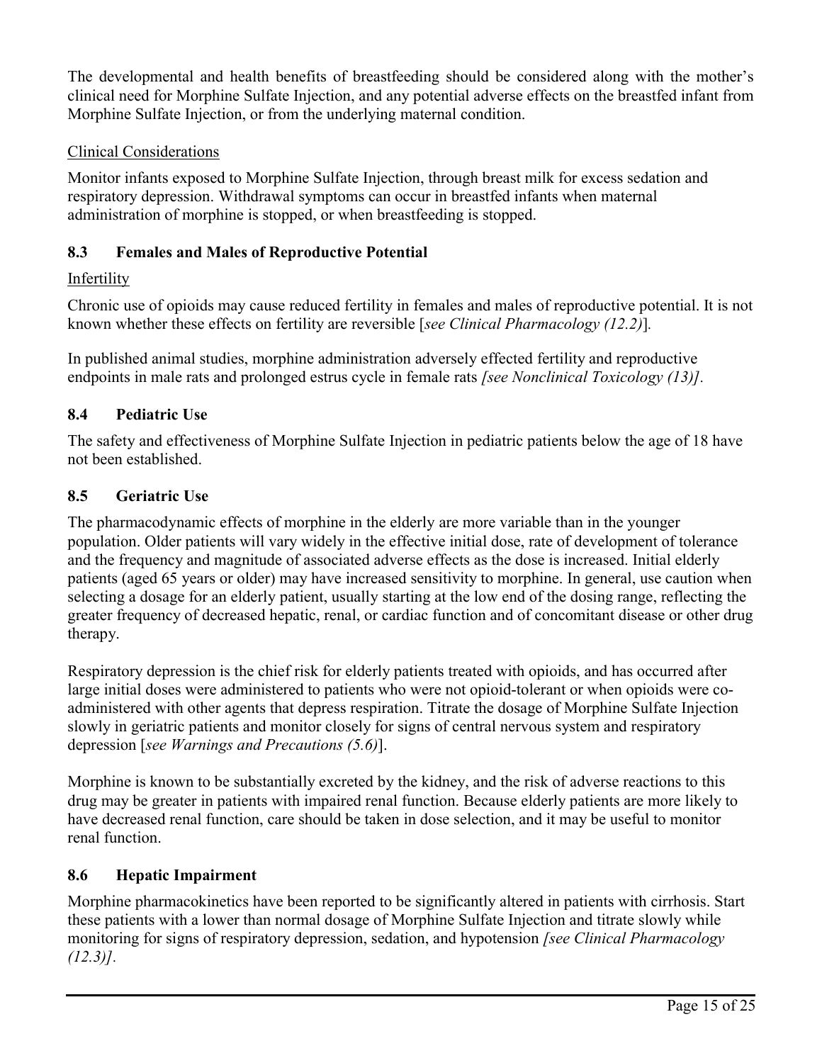The developmental and health benefits of breastfeeding should be considered along with the mother's clinical need for Morphine Sulfate Injection, and any potential adverse effects on the breastfed infant from Morphine Sulfate Injection, or from the underlying maternal condition.

Clinical Considerations

Monitor infants exposed to Morphine Sulfate Injection, through breast milk for excess sedation and respiratory depression. Withdrawal symptoms can occur in breastfed infants when maternal administration of morphine is stopped, or when breastfeeding is stopped.

### 8.3 Females and Males of Reproductive Potential

Infertility

Chronic use of opioids may cause reduced fertility in females and males of reproductive potential. It is not known whether these effects on fertility are reversible [*see Clinical Pharmacology (12.2)*].

In published animal studies, morphine administration adversely effected fertility and reproductive endpoints in male rats and prolonged estrus cycle in female rats *[see Nonclinical Toxicology (13)]*.

### 8.4 Pediatric Use

The safety and effectiveness of Morphine Sulfate Injection in pediatric patients below the age of 18 have not been established.

### 8.5 Geriatric Use

The pharmacodynamic effects of morphine in the elderly are more variable than in the younger population. Older patients will vary widely in the effective initial dose, rate of development of tolerance and the frequency and magnitude of associated adverse effects as the dose is increased. Initial elderly patients (aged 65 years or older) may have increased sensitivity to morphine. In general, use caution when selecting a dosage for an elderly patient, usually starting at the low end of the dosing range, reflecting the greater frequency of decreased hepatic, renal, or cardiac function and of concomitant disease or other drug therapy.

Respiratory depression is the chief risk for elderly patients treated with opioids, and has occurred after large initial doses were administered to patients who were not opioid-tolerant or when opioids were co-administered with other agents that depress respiration. Titrate the dosage of Morphine Sulfate Injection slowly in geriatric patients and monitor closely for signs of central nervous system and respiratory depression [*see Warnings and Precautions (5.6)*].

Morphine is known to be substantially excreted by the kidney, and the risk of adverse reactions to this drug may be greater in patients with impaired renal function. Because elderly patients are more likely to have decreased renal function, care should be taken in dose selection, and it may be useful to monitor renal function.

### 8.6 Hepatic Impairment

Morphine pharmacokinetics have been reported to be significantly altered in patients with cirrhosis. Start these patients with a lower than normal dosage of Morphine Sulfate Injection and titrate slowly while monitoring for signs of respiratory depression, sedation, and hypotension *[see Clinical Pharmacology (12.3)]*.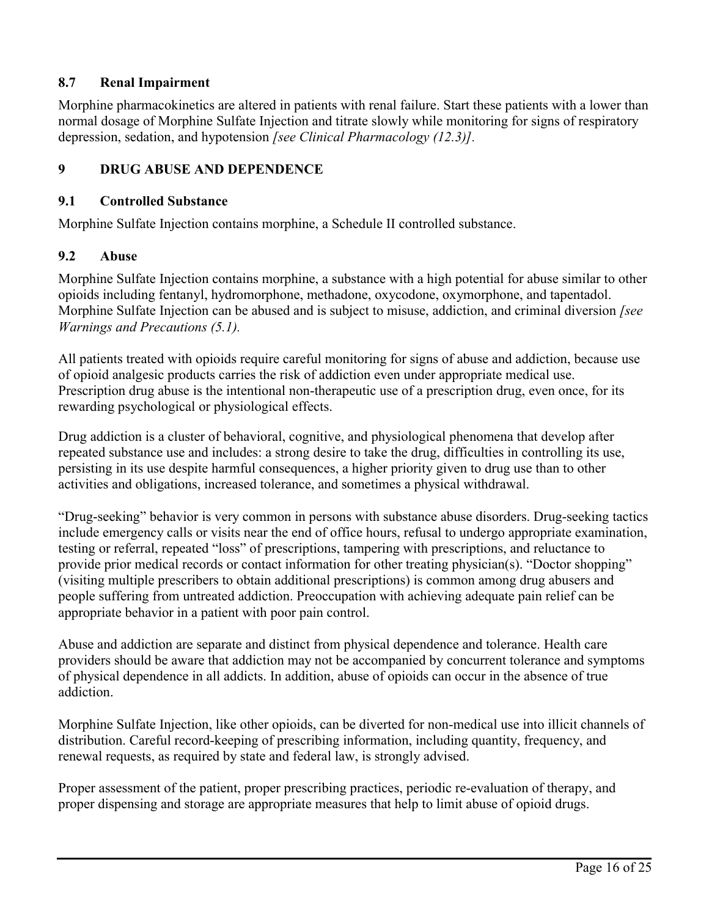### 8.7 Renal Impairment

Morphine pharmacokinetics are altered in patients with renal failure. Start these patients with a lower than normal dosage of Morphine Sulfate Injection and titrate slowly while monitoring for signs of respiratory depression, sedation, and hypotension *[see Clinical Pharmacology (12.3)].*

## 9 DRUG ABUSE AND DEPENDENCE

### 9.1 Controlled Substance

Morphine Sulfate Injection contains morphine, a Schedule II controlled substance.

### 9.2 Abuse

Morphine Sulfate Injection contains morphine, a substance with a high potential for abuse similar to other opioids including fentanyl, hydromorphone, methadone, oxycodone, oxymorphone, and tapentadol. Morphine Sulfate Injection can be abused and is subject to misuse, addiction, and criminal diversion *[see Warnings and Precautions (5.1).*

All patients treated with opioids require careful monitoring for signs of abuse and addiction, because use of opioid analgesic products carries the risk of addiction even under appropriate medical use. Prescription drug abuse is the intentional non-therapeutic use of a prescription drug, even once, for its rewarding psychological or physiological effects.

Drug addiction is a cluster of behavioral, cognitive, and physiological phenomena that develop after repeated substance use and includes: a strong desire to take the drug, difficulties in controlling its use, persisting in its use despite harmful consequences, a higher priority given to drug use than to other activities and obligations, increased tolerance, and sometimes a physical withdrawal.

"Drug-seeking" behavior is very common in persons with substance abuse disorders. Drug-seeking tactics include emergency calls or visits near the end of office hours, refusal to undergo appropriate examination, testing or referral, repeated "loss" of prescriptions, tampering with prescriptions, and reluctance to provide prior medical records or contact information for other treating physician(s). "Doctor shopping" (visiting multiple prescribers to obtain additional prescriptions) is common among drug abusers and people suffering from untreated addiction. Preoccupation with achieving adequate pain relief can be appropriate behavior in a patient with poor pain control.

Abuse and addiction are separate and distinct from physical dependence and tolerance. Health care providers should be aware that addiction may not be accompanied by concurrent tolerance and symptoms of physical dependence in all addicts. In addition, abuse of opioids can occur in the absence of true addiction.

Morphine Sulfate Injection, like other opioids, can be diverted for non-medical use into illicit channels of distribution. Careful record-keeping of prescribing information, including quantity, frequency, and renewal requests, as required by state and federal law, is strongly advised.

Proper assessment of the patient, proper prescribing practices, periodic re-evaluation of therapy, and proper dispensing and storage are appropriate measures that help to limit abuse of opioid drugs.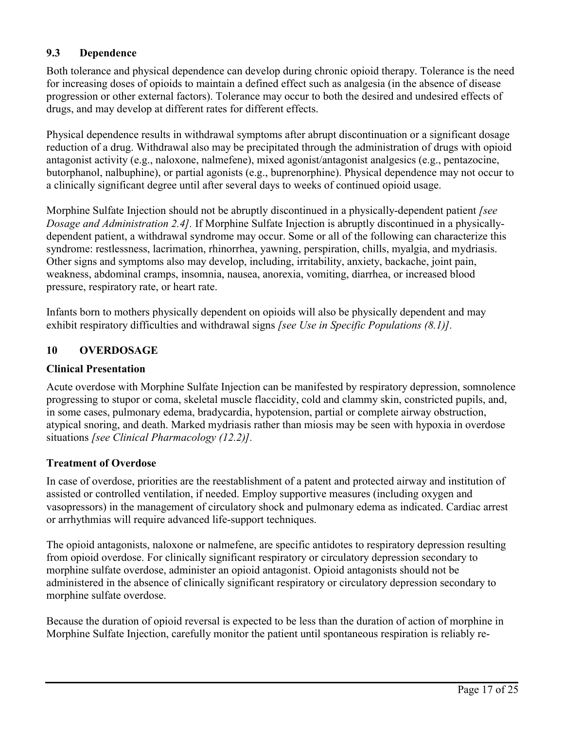### 9.3 Dependence

Both tolerance and physical dependence can develop during chronic opioid therapy. Tolerance is the need for increasing doses of opioids to maintain a defined effect such as analgesia (in the absence of disease progression or other external factors). Tolerance may occur to both the desired and undesired effects of drugs, and may develop at different rates for different effects.

Physical dependence results in withdrawal symptoms after abrupt discontinuation or a significant dosage reduction of a drug. Withdrawal also may be precipitated through the administration of drugs with opioid antagonist activity (e.g., naloxone, nalmefene), mixed agonist/antagonist analgesics (e.g., pentazocine, butorphanol, nalbuphine), or partial agonists (e.g., buprenorphine). Physical dependence may not occur to a clinically significant degree until after several days to weeks of continued opioid usage.

Morphine Sulfate Injection should not be abruptly discontinued in a physically-dependent patient *[see Dosage and Administration 2.4]*. If Morphine Sulfate Injection is abruptly discontinued in a physically-dependent patient, a withdrawal syndrome may occur. Some or all of the following can characterize this syndrome: restlessness, lacrimation, rhinorrhea, yawning, perspiration, chills, myalgia, and mydriasis. Other signs and symptoms also may develop, including, irritability, anxiety, backache, joint pain, weakness, abdominal cramps, insomnia, nausea, anorexia, vomiting, diarrhea, or increased blood pressure, respiratory rate, or heart rate.

Infants born to mothers physically dependent on opioids will also be physically dependent and may exhibit respiratory difficulties and withdrawal signs *[see Use in Specific Populations (8.1)]*.

## 10 OVERDOSAGE

### Clinical Presentation

Acute overdose with Morphine Sulfate Injection can be manifested by respiratory depression, somnolence progressing to stupor or coma, skeletal muscle flaccidity, cold and clammy skin, constricted pupils, and, in some cases, pulmonary edema, bradycardia, hypotension, partial or complete airway obstruction, atypical snoring, and death. Marked mydriasis rather than miosis may be seen with hypoxia in overdose situations *[see Clinical Pharmacology (12.2)]*.

### Treatment of Overdose

In case of overdose, priorities are the reestablishment of a patent and protected airway and institution of assisted or controlled ventilation, if needed. Employ supportive measures (including oxygen and vasopressors) in the management of circulatory shock and pulmonary edema as indicated. Cardiac arrest or arrhythmias will require advanced life-support techniques.

The opioid antagonists, naloxone or nalmefene, are specific antidotes to respiratory depression resulting from opioid overdose. For clinically significant respiratory or circulatory depression secondary to morphine sulfate overdose, administer an opioid antagonist. Opioid antagonists should not be administered in the absence of clinically significant respiratory or circulatory depression secondary to morphine sulfate overdose.

Because the duration of opioid reversal is expected to be less than the duration of action of morphine in Morphine Sulfate Injection, carefully monitor the patient until spontaneous respiration is reliably re-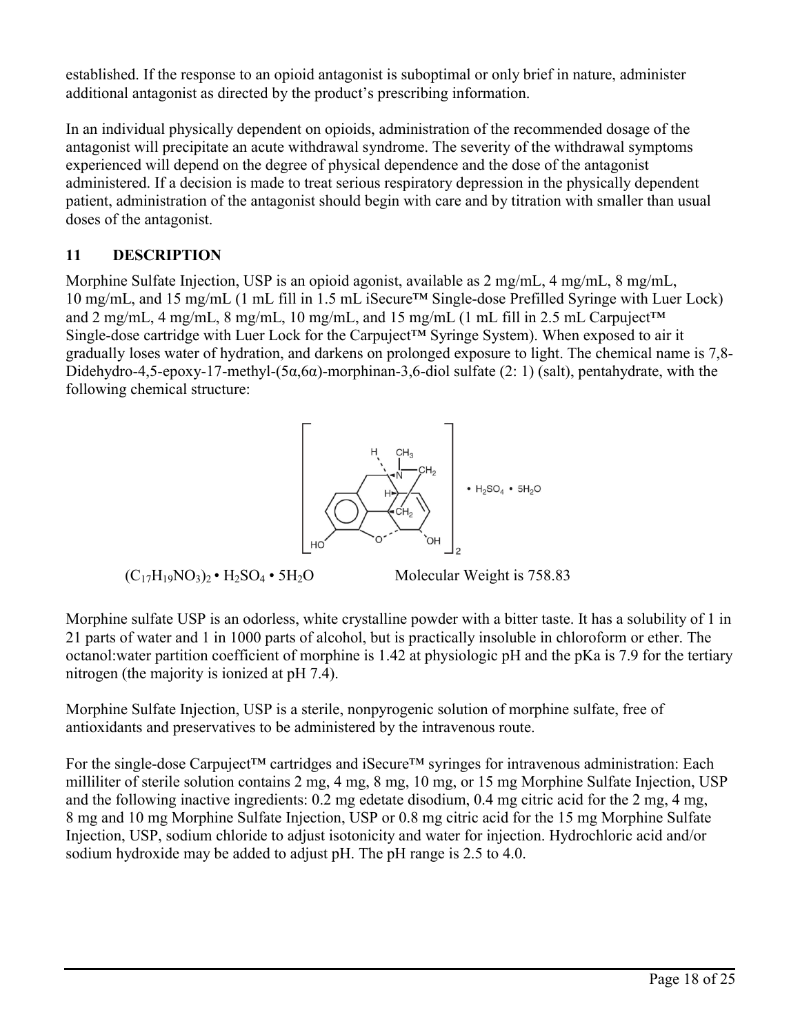established. If the response to an opioid antagonist is suboptimal or only brief in nature, administer additional antagonist as directed by the product's prescribing information.

In an individual physically dependent on opioids, administration of the recommended dosage of the antagonist will precipitate an acute withdrawal syndrome. The severity of the withdrawal symptoms experienced will depend on the degree of physical dependence and the dose of the antagonist administered. If a decision is made to treat serious respiratory depression in the physically dependent patient, administration of the antagonist should begin with care and by titration with smaller than usual doses of the antagonist.

## 11 DESCRIPTION

Morphine Sulfate Injection, USP is an opioid agonist, available as 2 mg/mL, 4 mg/mL, 8 mg/mL, 10 mg/mL, and 15 mg/mL (1 mL fill in 1.5 mL iSecure™ Single-dose Prefilled Syringe with Luer Lock) and 2 mg/mL, 4 mg/mL, 8 mg/mL, 10 mg/mL, and 15 mg/mL (1 mL fill in 2.5 mL Carpuject™ Single-dose cartridge with Luer Lock for the Carpuject™ Syringe System). When exposed to air it gradually loses water of hydration, and darkens on prolonged exposure to light. The chemical name is 7,8-Didehydro-4,5-epoxy-17-methyl-(5α,6α)-morphinan-3,6-diol sulfate (2: 1) (salt), pentahydrate, with the following chemical structure:

$(C_{17}H_{19}NO_3)_2 \cdot H_2SO_4 \cdot 5H_2O$ Molecular Weight is 758.83

Morphine sulfate USP is an odorless, white crystalline powder with a bitter taste. It has a solubility of 1 in 21 parts of water and 1 in 1000 parts of alcohol, but is practically insoluble in chloroform or ether. The octanol:water partition coefficient of morphine is 1.42 at physiologic pH and the pKa is 7.9 for the tertiary nitrogen (the majority is ionized at pH 7.4).

Morphine Sulfate Injection, USP is a sterile, nonpyrogenic solution of morphine sulfate, free of antioxidants and preservatives to be administered by the intravenous route.

For the single-dose Carpuject™ cartridges and iSecure™ syringes for intravenous administration: Each milliliter of sterile solution contains 2 mg, 4 mg, 8 mg, 10 mg, or 15 mg Morphine Sulfate Injection, USP and the following inactive ingredients: 0.2 mg edetate disodium, 0.4 mg citric acid for the 2 mg, 4 mg, 8 mg and 10 mg Morphine Sulfate Injection, USP or 0.8 mg citric acid for the 15 mg Morphine Sulfate Injection, USP, sodium chloride to adjust isotonicity and water for injection. Hydrochloric acid and/or sodium hydroxide may be added to adjust pH. The pH range is 2.5 to 4.0.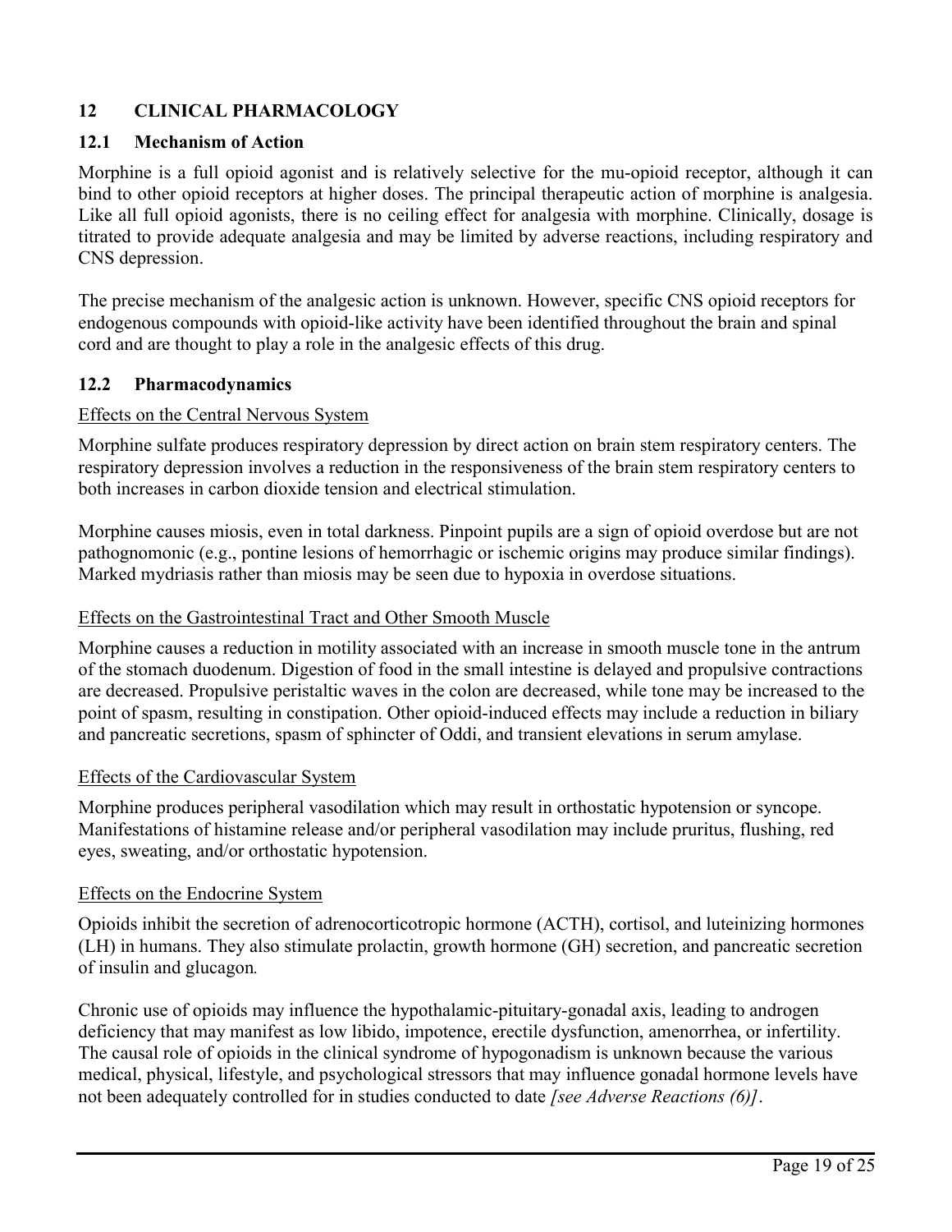## 12 CLINICAL PHARMACOLOGY

### 12.1 Mechanism of Action

Morphine is a full opioid agonist and is relatively selective for the mu-opioid receptor, although it can bind to other opioid receptors at higher doses. The principal therapeutic action of morphine is analgesia. Like all full opioid agonists, there is no ceiling effect for analgesia with morphine. Clinically, dosage is titrated to provide adequate analgesia and may be limited by adverse reactions, including respiratory and CNS depression.

The precise mechanism of the analgesic action is unknown. However, specific CNS opioid receptors for endogenous compounds with opioid-like activity have been identified throughout the brain and spinal cord and are thought to play a role in the analgesic effects of this drug.

### 12.2 Pharmacodynamics

<u>Effects on the Central Nervous System</u>

Morphine sulfate produces respiratory depression by direct action on brain stem respiratory centers. The respiratory depression involves a reduction in the responsiveness of the brain stem respiratory centers to both increases in carbon dioxide tension and electrical stimulation.

Morphine causes miosis, even in total darkness. Pinpoint pupils are a sign of opioid overdose but are not pathognomonic (e.g., pontine lesions of hemorrhagic or ischemic origins may produce similar findings). Marked mydriasis rather than miosis may be seen due to hypoxia in overdose situations.

<u>Effects on the Gastrointestinal Tract and Other Smooth Muscle</u>

Morphine causes a reduction in motility associated with an increase in smooth muscle tone in the antrum of the stomach duodenum. Digestion of food in the small intestine is delayed and propulsive contractions are decreased. Propulsive peristaltic waves in the colon are decreased, while tone may be increased to the point of spasm, resulting in constipation. Other opioid-induced effects may include a reduction in biliary and pancreatic secretions, spasm of sphincter of Oddi, and transient elevations in serum amylase.

<u>Effects of the Cardiovascular System</u>

Morphine produces peripheral vasodilation which may result in orthostatic hypotension or syncope. Manifestations of histamine release and/or peripheral vasodilation may include pruritus, flushing, red eyes, sweating, and/or orthostatic hypotension.

<u>Effects on the Endocrine System</u>

Opioids inhibit the secretion of adrenocorticotropic hormone (ACTH), cortisol, and luteinizing hormones (LH) in humans. They also stimulate prolactin, growth hormone (GH) secretion, and pancreatic secretion of insulin and glucagon.

Chronic use of opioids may influence the hypothalamic-pituitary-gonadal axis, leading to androgen deficiency that may manifest as low libido, impotence, erectile dysfunction, amenorrhea, or infertility. The causal role of opioids in the clinical syndrome of hypogonadism is unknown because the various medical, physical, lifestyle, and psychological stressors that may influence gonadal hormone levels have not been adequately controlled for in studies conducted to date *[see Adverse Reactions (6)]*.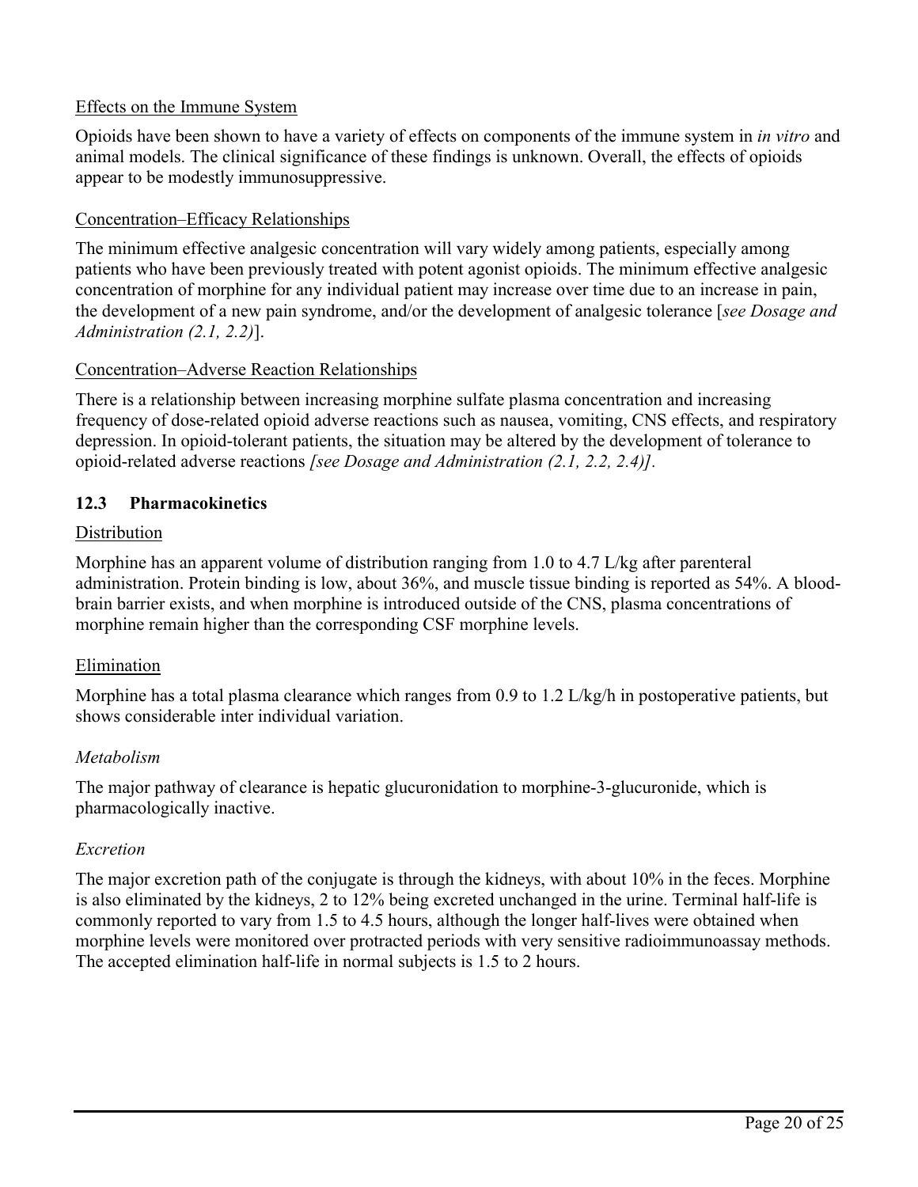Effects on the Immune System

Opioids have been shown to have a variety of effects on components of the immune system in *in vitro* and animal models. The clinical significance of these findings is unknown. Overall, the effects of opioids appear to be modestly immunosuppressive.

Concentration–Efficacy Relationships

The minimum effective analgesic concentration will vary widely among patients, especially among patients who have been previously treated with potent agonist opioids. The minimum effective analgesic concentration of morphine for any individual patient may increase over time due to an increase in pain, the development of a new pain syndrome, and/or the development of analgesic tolerance [*see Dosage and Administration (2.1, 2.2)*].

Concentration–Adverse Reaction Relationships

There is a relationship between increasing morphine sulfate plasma concentration and increasing frequency of dose-related opioid adverse reactions such as nausea, vomiting, CNS effects, and respiratory depression. In opioid-tolerant patients, the situation may be altered by the development of tolerance to opioid-related adverse reactions *[see Dosage and Administration (2.1, 2.2, 2.4)]*.

### 12.3 Pharmacokinetics

Distribution

Morphine has an apparent volume of distribution ranging from 1.0 to 4.7 L/kg after parenteral administration. Protein binding is low, about 36%, and muscle tissue binding is reported as 54%. A blood-brain barrier exists, and when morphine is introduced outside of the CNS, plasma concentrations of morphine remain higher than the corresponding CSF morphine levels.

Elimination

Morphine has a total plasma clearance which ranges from 0.9 to 1.2 L/kg/h in postoperative patients, but shows considerable inter individual variation.

*Metabolism*

The major pathway of clearance is hepatic glucuronidation to morphine-3-glucuronide, which is pharmacologically inactive.

*Excretion*

The major excretion path of the conjugate is through the kidneys, with about 10% in the feces. Morphine is also eliminated by the kidneys, 2 to 12% being excreted unchanged in the urine. Terminal half-life is commonly reported to vary from 1.5 to 4.5 hours, although the longer half-lives were obtained when morphine levels were monitored over protracted periods with very sensitive radioimmunoassay methods. The accepted elimination half-life in normal subjects is 1.5 to 2 hours.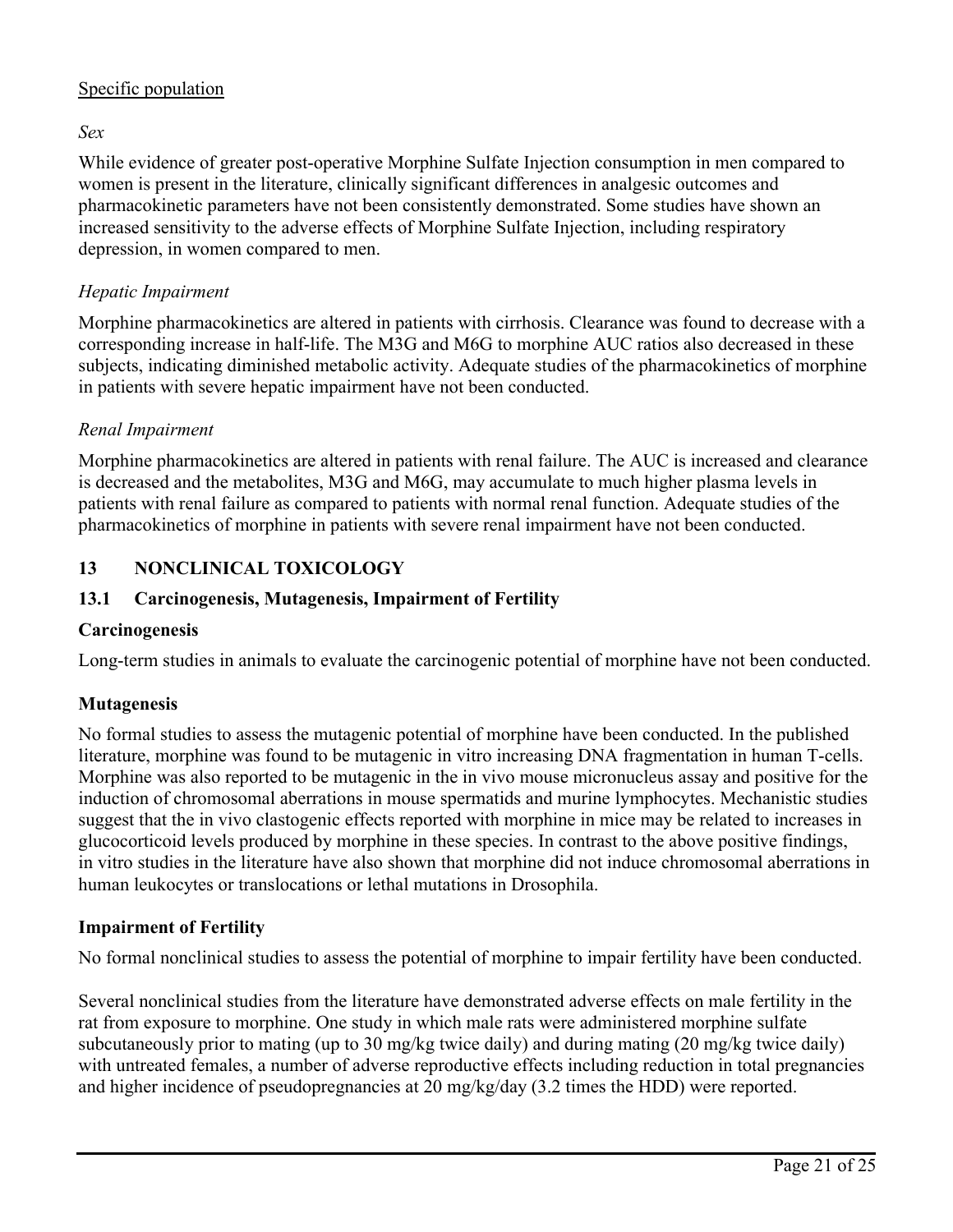Specific population

*Sex*

While evidence of greater post-operative Morphine Sulfate Injection consumption in men compared to women is present in the literature, clinically significant differences in analgesic outcomes and pharmacokinetic parameters have not been consistently demonstrated. Some studies have shown an increased sensitivity to the adverse effects of Morphine Sulfate Injection, including respiratory depression, in women compared to men.

*Hepatic Impairment*

Morphine pharmacokinetics are altered in patients with cirrhosis. Clearance was found to decrease with a corresponding increase in half-life. The M3G and M6G to morphine AUC ratios also decreased in these subjects, indicating diminished metabolic activity. Adequate studies of the pharmacokinetics of morphine in patients with severe hepatic impairment have not been conducted.

*Renal Impairment*

Morphine pharmacokinetics are altered in patients with renal failure. The AUC is increased and clearance is decreased and the metabolites, M3G and M6G, may accumulate to much higher plasma levels in patients with renal failure as compared to patients with normal renal function. Adequate studies of the pharmacokinetics of morphine in patients with severe renal impairment have not been conducted.

## 13 NONCLINICAL TOXICOLOGY

### 13.1 Carcinogenesis, Mutagenesis, Impairment of Fertility

**Carcinogenesis**

Long-term studies in animals to evaluate the carcinogenic potential of morphine have not been conducted.

**Mutagenesis**

No formal studies to assess the mutagenic potential of morphine have been conducted. In the published literature, morphine was found to be mutagenic in vitro increasing DNA fragmentation in human T-cells. Morphine was also reported to be mutagenic in the in vivo mouse micronucleus assay and positive for the induction of chromosomal aberrations in mouse spermatids and murine lymphocytes. Mechanistic studies suggest that the in vivo clastogenic effects reported with morphine in mice may be related to increases in glucocorticoid levels produced by morphine in these species. In contrast to the above positive findings, in vitro studies in the literature have also shown that morphine did not induce chromosomal aberrations in human leukocytes or translocations or lethal mutations in Drosophila.

**Impairment of Fertility**

No formal nonclinical studies to assess the potential of morphine to impair fertility have been conducted.

Several nonclinical studies from the literature have demonstrated adverse effects on male fertility in the rat from exposure to morphine. One study in which male rats were administered morphine sulfate subcutaneously prior to mating (up to 30 mg/kg twice daily) and during mating (20 mg/kg twice daily) with untreated females, a number of adverse reproductive effects including reduction in total pregnancies and higher incidence of pseudopregnancies at 20 mg/kg/day (3.2 times the HDD) were reported.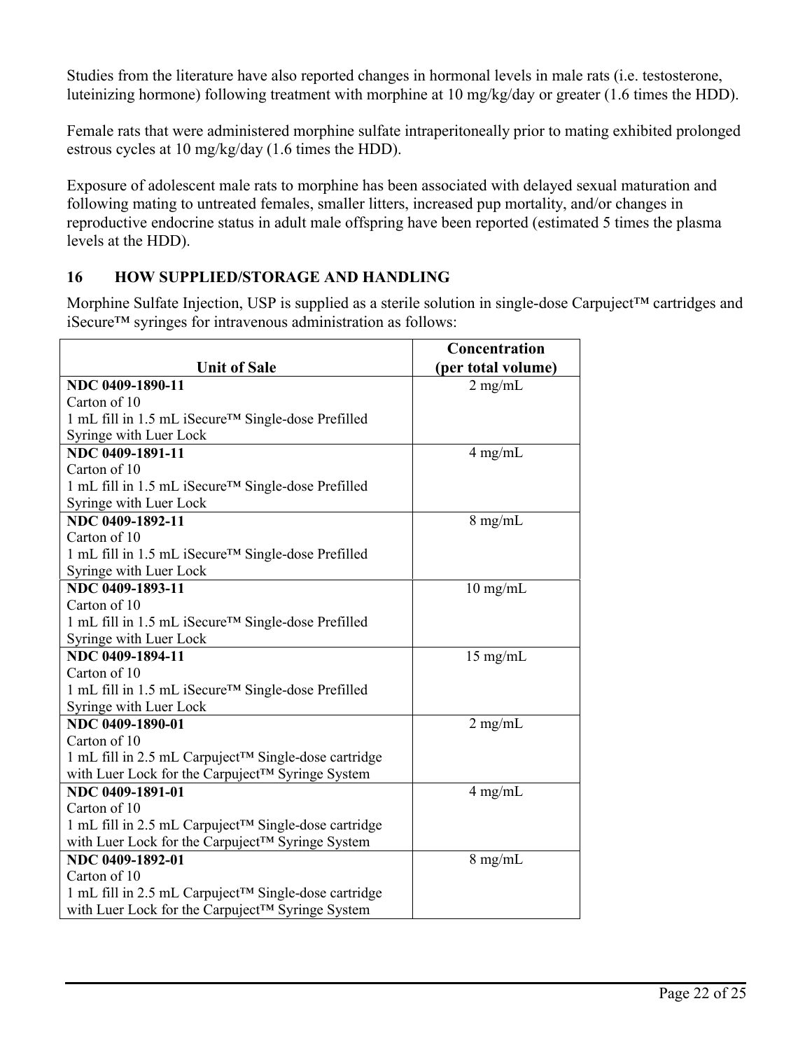Studies from the literature have also reported changes in hormonal levels in male rats (i.e. testosterone, luteinizing hormone) following treatment with morphine at 10 mg/kg/day or greater (1.6 times the HDD).

Female rats that were administered morphine sulfate intraperitoneally prior to mating exhibited prolonged estrous cycles at 10 mg/kg/day (1.6 times the HDD).

Exposure of adolescent male rats to morphine has been associated with delayed sexual maturation and following mating to untreated females, smaller litters, increased pup mortality, and/or changes in reproductive endocrine status in adult male offspring have been reported (estimated 5 times the plasma levels at the HDD).

## 16 HOW SUPPLIED/STORAGE AND HANDLING

Morphine Sulfate Injection, USP is supplied as a sterile solution in single-dose Carpuject™ cartridges and iSecure™ syringes for intravenous administration as follows:

| Unit of Sale | Concentration (per total volume) |
|---|---|
| **NDC 0409-1890-11**<br>Carton of 10<br>1 mL fill in 1.5 mL iSecure™ Single-dose Prefilled Syringe with Luer Lock | 2 mg/mL |
| **NDC 0409-1891-11**<br>Carton of 10<br>1 mL fill in 1.5 mL iSecure™ Single-dose Prefilled Syringe with Luer Lock | 4 mg/mL |
| **NDC 0409-1892-11**<br>Carton of 10<br>1 mL fill in 1.5 mL iSecure™ Single-dose Prefilled Syringe with Luer Lock | 8 mg/mL |
| **NDC 0409-1893-11**<br>Carton of 10<br>1 mL fill in 1.5 mL iSecure™ Single-dose Prefilled Syringe with Luer Lock | 10 mg/mL |
| **NDC 0409-1894-11**<br>Carton of 10<br>1 mL fill in 1.5 mL iSecure™ Single-dose Prefilled Syringe with Luer Lock | 15 mg/mL |
| **NDC 0409-1890-01**<br>Carton of 10<br>1 mL fill in 2.5 mL Carpuject™ Single-dose cartridge with Luer Lock for the Carpuject™ Syringe System | 2 mg/mL |
| **NDC 0409-1891-01**<br>Carton of 10<br>1 mL fill in 2.5 mL Carpuject™ Single-dose cartridge with Luer Lock for the Carpuject™ Syringe System | 4 mg/mL |
| **NDC 0409-1892-01**<br>Carton of 10<br>1 mL fill in 2.5 mL Carpuject™ Single-dose cartridge with Luer Lock for the Carpuject™ Syringe System | 8 mg/mL |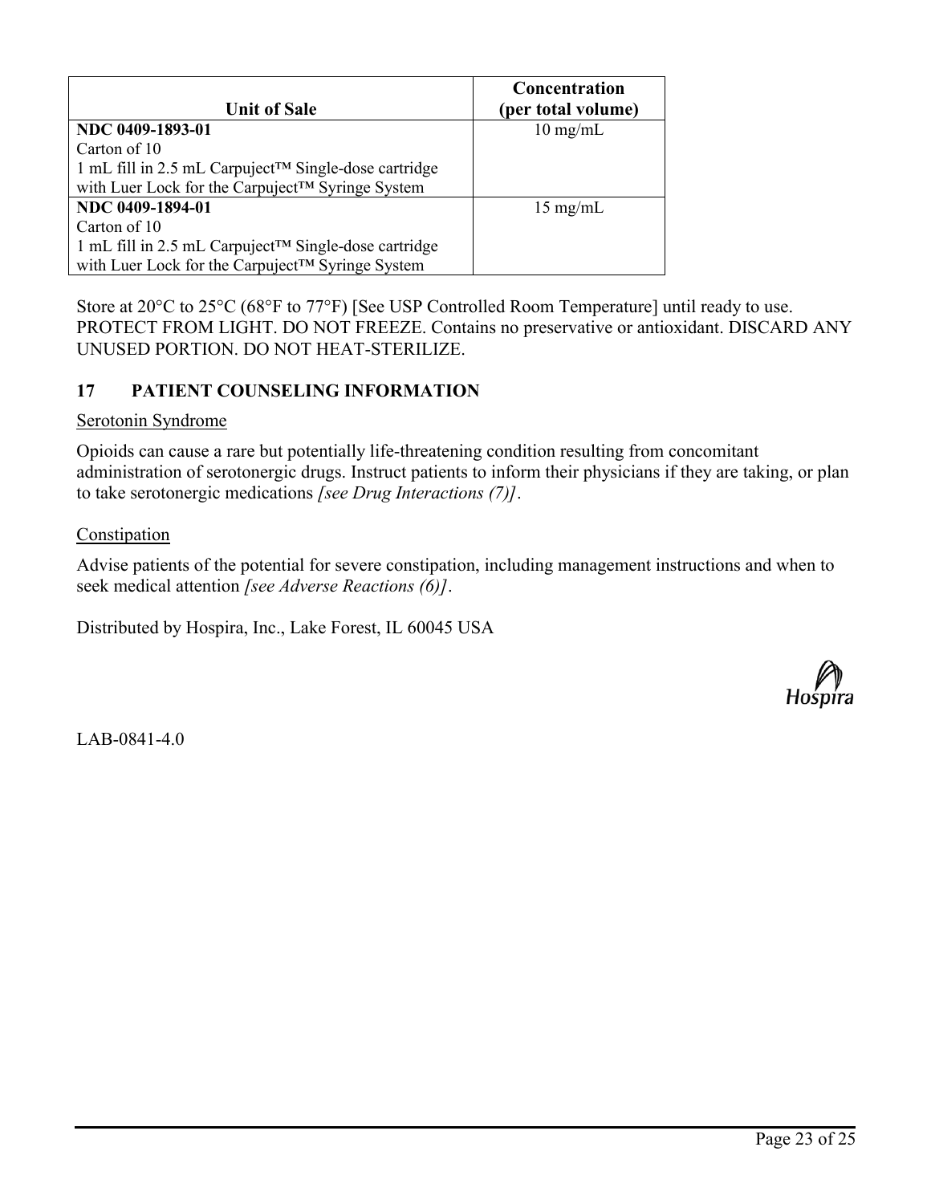| Unit of Sale | Concentration (per total volume) |
| --- | --- |
| **NDC 0409-1893-01**<br>Carton of 10<br>1 mL fill in 2.5 mL Carpuject™ Single-dose cartridge with Luer Lock for the Carpuject™ Syringe System | 10 mg/mL |
| **NDC 0409-1894-01**<br>Carton of 10<br>1 mL fill in 2.5 mL Carpuject™ Single-dose cartridge with Luer Lock for the Carpuject™ Syringe System | 15 mg/mL |

Store at 20°C to 25°C (68°F to 77°F) [See USP Controlled Room Temperature] until ready to use. PROTECT FROM LIGHT. DO NOT FREEZE. Contains no preservative or antioxidant. DISCARD ANY UNUSED PORTION. DO NOT HEAT-STERILIZE.

## 17 PATIENT COUNSELING INFORMATION

Serotonin Syndrome

Opioids can cause a rare but potentially life-threatening condition resulting from concomitant administration of serotonergic drugs. Instruct patients to inform their physicians if they are taking, or plan to take serotonergic medications *[see Drug Interactions (7)]*.

Constipation

Advise patients of the potential for severe constipation, including management instructions and when to seek medical attention *[see Adverse Reactions (6)]*.

Distributed by Hospira, Inc., Lake Forest, IL 60045 USA

Hospira

LAB-0841-4.0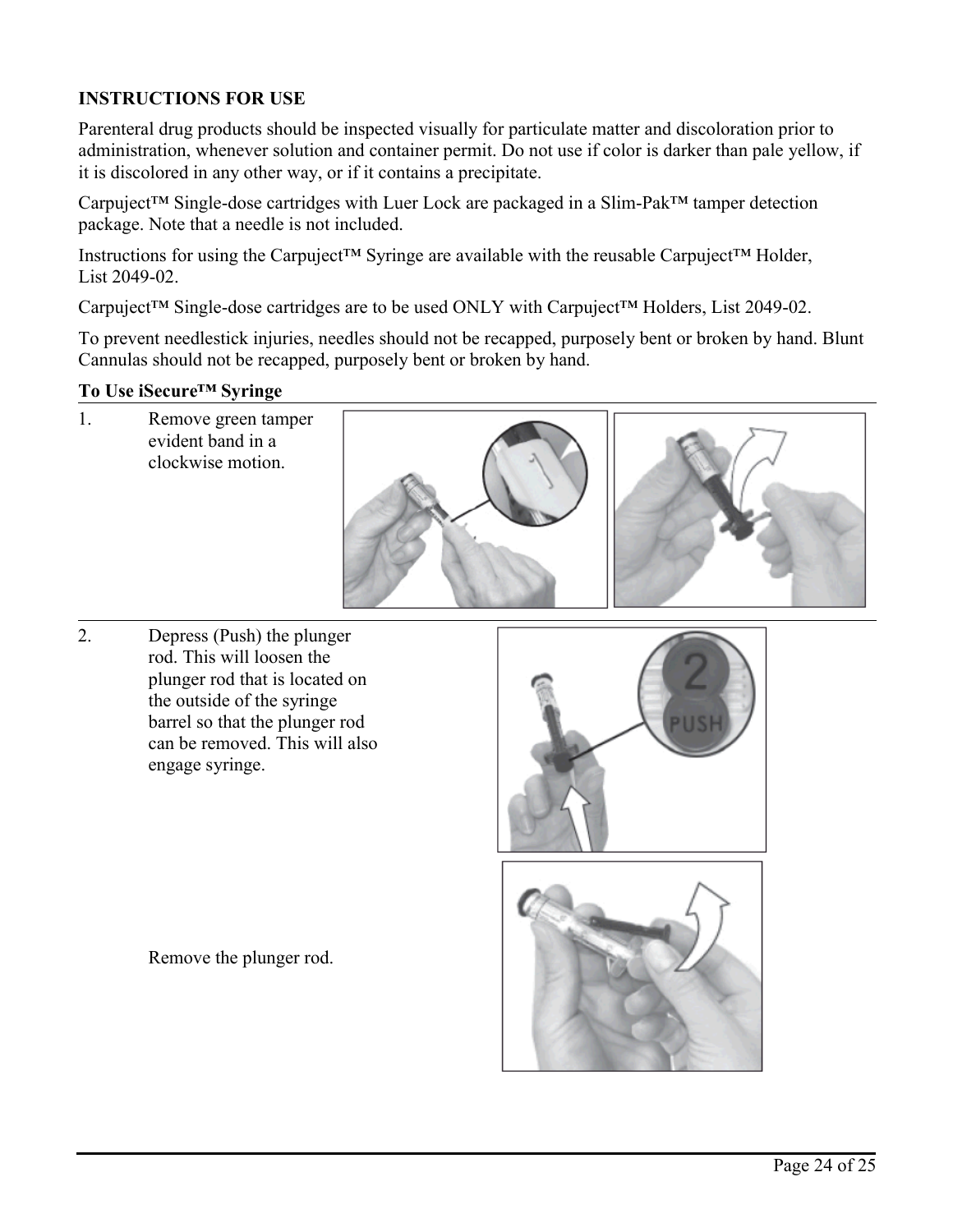**INSTRUCTIONS FOR USE**

Parenteral drug products should be inspected visually for particulate matter and discoloration prior to administration, whenever solution and container permit. Do not use if color is darker than pale yellow, if it is discolored in any other way, or if it contains a precipitate.

Carpuject™ Single-dose cartridges with Luer Lock are packaged in a Slim-Pak™ tamper detection package. Note that a needle is not included.

Instructions for using the Carpuject™ Syringe are available with the reusable Carpuject™ Holder, List 2049-02.

Carpuject™ Single-dose cartridges are to be used ONLY with Carpuject™ Holders, List 2049-02.

To prevent needlestick injuries, needles should not be recapped, purposely bent or broken by hand. Blunt Cannulas should not be recapped, purposely bent or broken by hand.

**To Use iSecure™ Syringe**

1. Remove green tamper evident band in a clockwise motion.

2. Depress (Push) the plunger rod. This will loosen the plunger rod that is located on the outside of the syringe barrel so that the plunger rod can be removed. This will also engage syringe.

   Remove the plunger rod.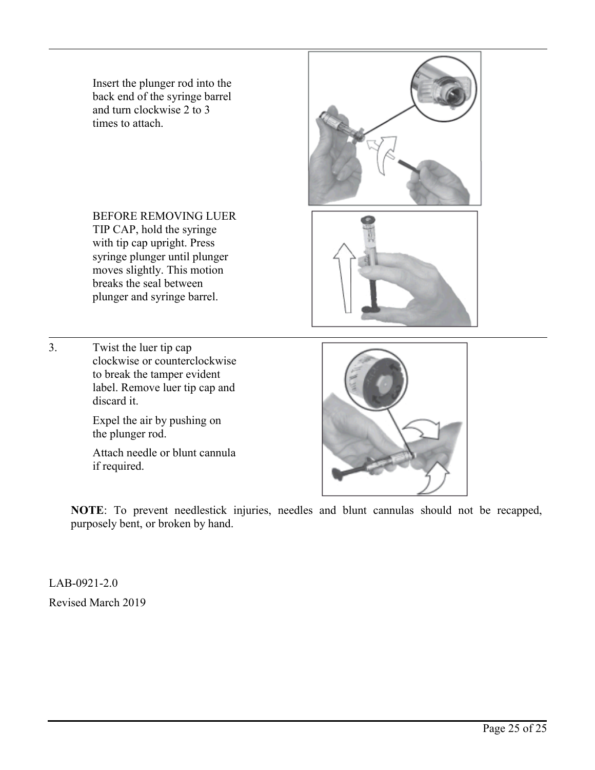Insert the plunger rod into the back end of the syringe barrel and turn clockwise 2 to 3 times to attach.

BEFORE REMOVING LUER TIP CAP, hold the syringe with tip cap upright. Press syringe plunger until plunger moves slightly. This motion breaks the seal between plunger and syringe barrel.

---

3. Twist the luer tip cap clockwise or counterclockwise to break the tamper evident label. Remove luer tip cap and discard it.

   Expel the air by pushing on the plunger rod.

   Attach needle or blunt cannula if required.

**NOTE**: To prevent needlestick injuries, needles and blunt cannulas should not be recapped, purposely bent, or broken by hand.

LAB-0921-2.0

Revised March 2019